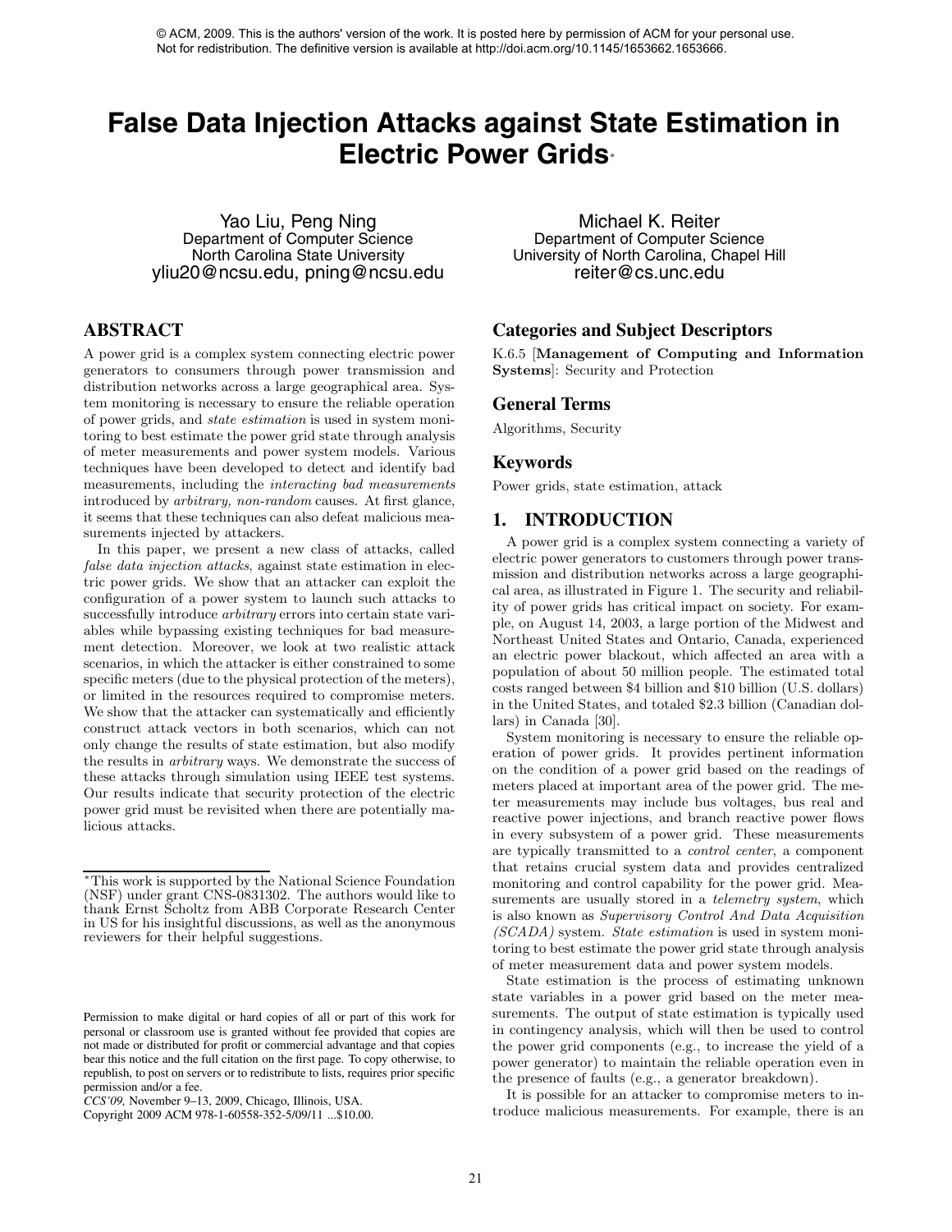© ACM, 2009. This is the authors' version of the work. It is posted here by permission of ACM for your personal use. Not for redistribution. The definitive version is available at http://doi.acm.org/10.1145/1653662.1653666.

# False Data Injection Attacks against State Estimation in Electric Power Grids*

Yao Liu, Peng Ning
Department of Computer Science
North Carolina State University
yliu20@ncsu.edu, pning@ncsu.edu

Michael K. Reiter
Department of Computer Science
University of North Carolina, Chapel Hill
reiter@cs.unc.edu

## ABSTRACT

A power grid is a complex system connecting electric power generators to consumers through power transmission and distribution networks across a large geographical area. System monitoring is necessary to ensure the reliable operation of power grids, and *state estimation* is used in system monitoring to best estimate the power grid state through analysis of meter measurements and power system models. Various techniques have been developed to detect and identify bad measurements, including the *interacting bad measurements* introduced by *arbitrary, non-random* causes. At first glance, it seems that these techniques can also defeat malicious measurements injected by attackers.

In this paper, we present a new class of attacks, called *false data injection attacks*, against state estimation in electric power grids. We show that an attacker can exploit the configuration of a power system to launch such attacks to successfully introduce *arbitrary* errors into certain state variables while bypassing existing techniques for bad measurement detection. Moreover, we look at two realistic attack scenarios, in which the attacker is either constrained to some specific meters (due to the physical protection of the meters), or limited in the resources required to compromise meters. We show that the attacker can systematically and efficiently construct attack vectors in both scenarios, which can not only change the results of state estimation, but also modify the results in *arbitrary* ways. We demonstrate the success of these attacks through simulation using IEEE test systems. Our results indicate that security protection of the electric power grid must be revisited when there are potentially malicious attacks.

*This work is supported by the National Science Foundation (NSF) under grant CNS-0831302. The authors would like to thank Ernst Scholtz from ABB Corporate Research Center in US for his insightful discussions, as well as the anonymous reviewers for their helpful suggestions.

Permission to make digital or hard copies of all or part of this work for personal or classroom use is granted without fee provided that copies are not made or distributed for profit or commercial advantage and that copies bear this notice and the full citation on the first page. To copy otherwise, to republish, to post on servers or to redistribute to lists, requires prior specific permission and/or a fee.
*CCS'09,* November 9–13, 2009, Chicago, Illinois, USA.
Copyright 2009 ACM 978-1-60558-352-5/09/11 ...$10.00.

## Categories and Subject Descriptors

K.6.5 [**Management of Computing and Information Systems**]: Security and Protection

## General Terms

Algorithms, Security

## Keywords

Power grids, state estimation, attack

## 1. INTRODUCTION

A power grid is a complex system connecting a variety of electric power generators to customers through power transmission and distribution networks across a large geographical area, as illustrated in Figure 1. The security and reliability of power grids has critical impact on society. For example, on August 14, 2003, a large portion of the Midwest and Northeast United States and Ontario, Canada, experienced an electric power blackout, which affected an area with a population of about 50 million people. The estimated total costs ranged between $4 billion and $10 billion (U.S. dollars) in the United States, and totaled $2.3 billion (Canadian dollars) in Canada [30].

System monitoring is necessary to ensure the reliable operation of power grids. It provides pertinent information on the condition of a power grid based on the readings of meters placed at important area of the power grid. The meter measurements may include bus voltages, bus real and reactive power injections, and branch reactive power flows in every subsystem of a power grid. These measurements are typically transmitted to a *control center*, a component that retains crucial system data and provides centralized monitoring and control capability for the power grid. Measurements are usually stored in a *telemetry system*, which is also known as *Supervisory Control And Data Acquisition (SCADA)* system. *State estimation* is used in system monitoring to best estimate the power grid state through analysis of meter measurement data and power system models.

State estimation is the process of estimating unknown state variables in a power grid based on the meter measurements. The output of state estimation is typically used in contingency analysis, which will then be used to control the power grid components (e.g., to increase the yield of a power generator) to maintain the reliable operation even in the presence of faults (e.g., a generator breakdown).

It is possible for an attacker to compromise meters to introduce malicious measurements. For example, there is an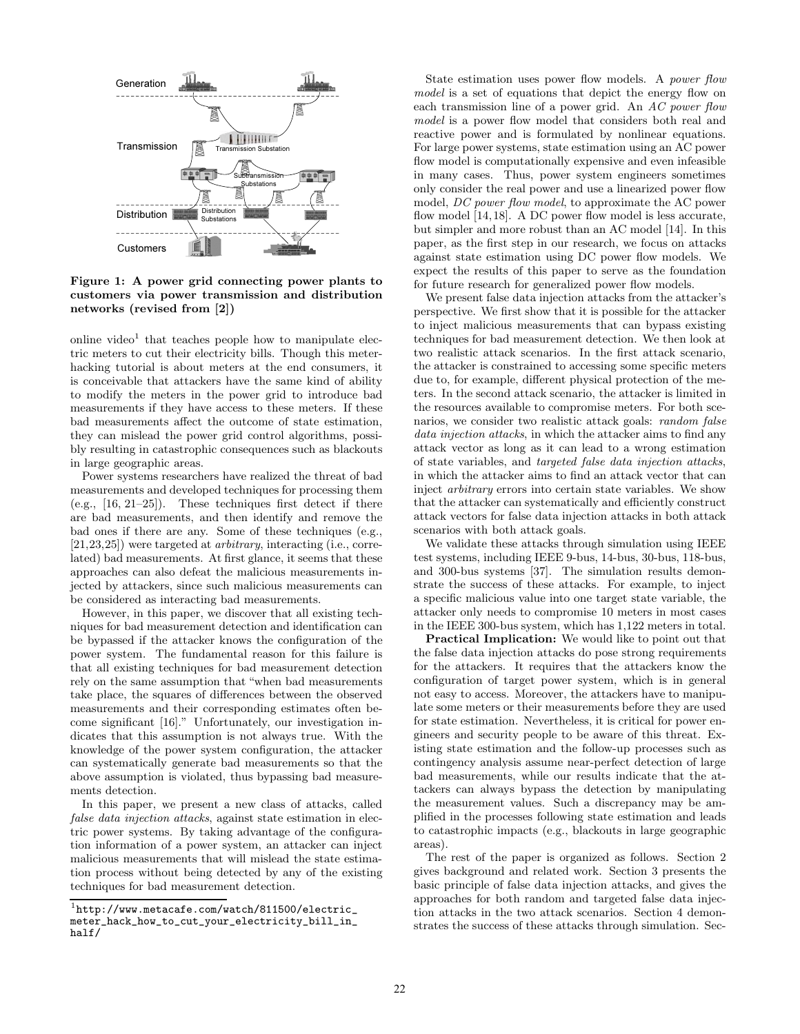Figure 1: A power grid connecting power plants to customers via power transmission and distribution networks (revised from [2])

online video[1] that teaches people how to manipulate electric meters to cut their electricity bills. Though this meter-hacking tutorial is about meters at the end consumers, it is conceivable that attackers have the same kind of ability to modify the meters in the power grid to introduce bad measurements if they have access to these meters. If these bad measurements affect the outcome of state estimation, they can mislead the power grid control algorithms, possibly resulting in catastrophic consequences such as blackouts in large geographic areas.

Power systems researchers have realized the threat of bad measurements and developed techniques for processing them (e.g., [16, 21–25]). These techniques first detect if there are bad measurements, and then identify and remove the bad ones if there are any. Some of these techniques (e.g., [21,23,25]) were targeted at *arbitrary*, interacting (i.e., correlated) bad measurements. At first glance, it seems that these approaches can also defeat the malicious measurements injected by attackers, since such malicious measurements can be considered as interacting bad measurements.

However, in this paper, we discover that all existing techniques for bad measurement detection and identification can be bypassed if the attacker knows the configuration of the power system. The fundamental reason for this failure is that all existing techniques for bad measurement detection rely on the same assumption that "when bad measurements take place, the squares of differences between the observed measurements and their corresponding estimates often become significant [16]." Unfortunately, our investigation indicates that this assumption is not always true. With the knowledge of the power system configuration, the attacker can systematically generate bad measurements so that the above assumption is violated, thus bypassing bad measurements detection.

In this paper, we present a new class of attacks, called *false data injection attacks*, against state estimation in electric power systems. By taking advantage of the configuration information of a power system, an attacker can inject malicious measurements that will mislead the state estimation process without being detected by any of the existing techniques for bad measurement detection.

[1] http://www.metacafe.com/watch/811500/electric_meter_hack_how_to_cut_your_electricity_bill_in_half/

State estimation uses power flow models. A *power flow model* is a set of equations that depict the energy flow on each transmission line of a power grid. An *AC power flow model* is a power flow model that considers both real and reactive power and is formulated by nonlinear equations. For large power systems, state estimation using an AC power flow model is computationally expensive and even infeasible in many cases. Thus, power system engineers sometimes only consider the real power and use a linearized power flow model, *DC power flow model*, to approximate the AC power flow model [14,18]. A DC power flow model is less accurate, but simpler and more robust than an AC model [14]. In this paper, as the first step in our research, we focus on attacks against state estimation using DC power flow models. We expect the results of this paper to serve as the foundation for future research for generalized power flow models.

We present false data injection attacks from the attacker's perspective. We first show that it is possible for the attacker to inject malicious measurements that can bypass existing techniques for bad measurement detection. We then look at two realistic attack scenarios. In the first attack scenario, the attacker is constrained to accessing some specific meters due to, for example, different physical protection of the meters. In the second attack scenario, the attacker is limited in the resources available to compromise meters. For both scenarios, we consider two realistic attack goals: *random false data injection attacks*, in which the attacker aims to find any attack vector as long as it can lead to a wrong estimation of state variables, and *targeted false data injection attacks*, in which the attacker aims to find an attack vector that can inject *arbitrary* errors into certain state variables. We show that the attacker can systematically and efficiently construct attack vectors for false data injection attacks in both attack scenarios with both attack goals.

We validate these attacks through simulation using IEEE test systems, including IEEE 9-bus, 14-bus, 30-bus, 118-bus, and 300-bus systems [37]. The simulation results demonstrate the success of these attacks. For example, to inject a specific malicious value into one target state variable, the attacker only needs to compromise 10 meters in most cases in the IEEE 300-bus system, which has 1,122 meters in total.

**Practical Implication:** We would like to point out that the false data injection attacks do pose strong requirements for the attackers. It requires that the attackers know the configuration of target power system, which is in general not easy to access. Moreover, the attackers have to manipulate some meters or their measurements before they are used for state estimation. Nevertheless, it is critical for power engineers and security people to be aware of this threat. Existing state estimation and the follow-up processes such as contingency analysis assume near-perfect detection of large bad measurements, while our results indicate that the attackers can always bypass the detection by manipulating the measurement values. Such a discrepancy may be amplified in the processes following state estimation and leads to catastrophic impacts (e.g., blackouts in large geographic areas).

The rest of the paper is organized as follows. Section 2 gives background and related work. Section 3 presents the basic principle of false data injection attacks, and gives the approaches for both random and targeted false data injection attacks in the two attack scenarios. Section 4 demonstrates the success of these attacks through simulation. Sec-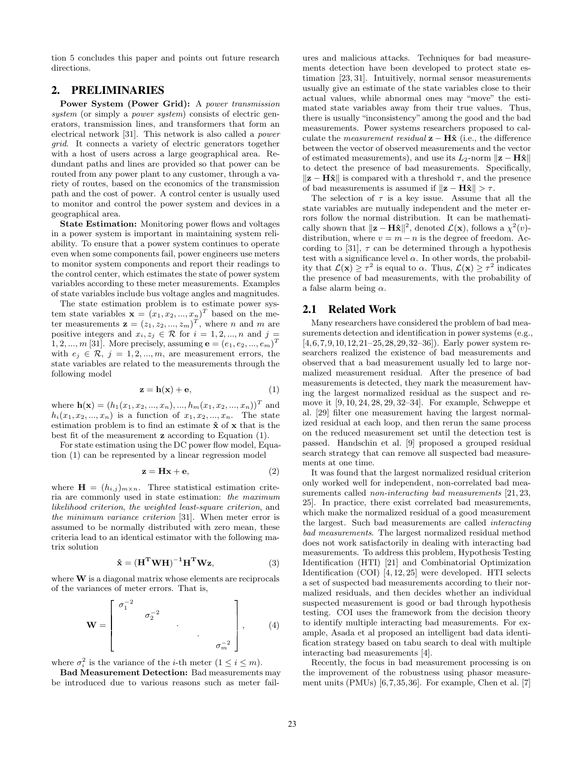tion 5 concludes this paper and points out future research directions.

## 2. PRELIMINARIES

**Power System (Power Grid):** A *power transmission system* (or simply a *power system*) consists of electric generators, transmission lines, and transformers that form an electrical network [31]. This network is also called a *power grid*. It connects a variety of electric generators together with a host of users across a large geographical area. Redundant paths and lines are provided so that power can be routed from any power plant to any customer, through a variety of routes, based on the economics of the transmission path and the cost of power. A control center is usually used to monitor and control the power system and devices in a geographical area.

**State Estimation:** Monitoring power flows and voltages in a power system is important in maintaining system reliability. To ensure that a power system continues to operate even when some components fail, power engineers use meters to monitor system components and report their readings to the control center, which estimates the state of power system variables according to these meter measurements. Examples of state variables include bus voltage angles and magnitudes.

The state estimation problem is to estimate power system state variables $\mathbf{x} = (x_1, x_2, ..., x_n)^T$ based on the meter measurements $\mathbf{z} = (z_1, z_2, ..., z_m)^T$, where $n$ and $m$ are positive integers and $x_i, z_j \in \mathcal{R}$ for $i = 1, 2, ..., n$ and $j = 1, 2, ..., m$ [31]. More precisely, assuming $\mathbf{e} = (e_1, e_2, ..., e_m)^T$ with $e_j \in \mathcal{R}$, $j = 1, 2, ..., m$, are measurement errors, the state variables are related to the measurements through the following model

$$\mathbf{z} = \mathbf{h}(\mathbf{x}) + \mathbf{e}, \tag{1}$$

where $\mathbf{h}(\mathbf{x}) = (h_1(x_1, x_2, ..., x_n), ..., h_m(x_1, x_2, ..., x_n))^T$ and $h_i(x_1, x_2, ..., x_n)$ is a function of $x_1, x_2, ..., x_n$. The state estimation problem is to find an estimate $\hat{\mathbf{x}}$ of $\mathbf{x}$ that is the best fit of the measurement $\mathbf{z}$ according to Equation (1).

For state estimation using the DC power flow model, Equation (1) can be represented by a linear regression model

$$\mathbf{z} = \mathbf{H}\mathbf{x} + \mathbf{e}, \tag{2}$$

where $\mathbf{H} = (h_{i,j})_{m \times n}$. Three statistical estimation criteria are commonly used in state estimation: *the maximum likelihood criterion*, *the weighted least-square criterion*, and *the minimum variance criterion* [31]. When meter error is assumed to be normally distributed with zero mean, these criteria lead to an identical estimator with the following matrix solution

$$\hat{\mathbf{x}} = (\mathbf{H}^{\mathbf{T}}\mathbf{W}\mathbf{H})^{-1}\mathbf{H}^{\mathbf{T}}\mathbf{W}\mathbf{z}, \tag{3}$$

where $\mathbf{W}$ is a diagonal matrix whose elements are reciprocals of the variances of meter errors. That is,

$$\mathbf{W} = \begin{bmatrix} \sigma_1^{-2} & & & & \\ & \sigma_2^{-2} & & & \\ & & \cdot & & \\ & & & \cdot & \\ & & & & \sigma_m^{-2} \end{bmatrix}, \tag{4}$$

where $\sigma_i^2$ is the variance of the $i$-th meter ($1 \leq i \leq m$).

**Bad Measurement Detection:** Bad measurements may be introduced due to various reasons such as meter failures and malicious attacks. Techniques for bad measurements detection have been developed to protect state estimation [23, 31]. Intuitively, normal sensor measurements usually give an estimate of the state variables close to their actual values, while abnormal ones may "move" the estimated state variables away from their true values. Thus, there is usually "inconsistency" among the good and the bad measurements. Power systems researchers proposed to calculate the *measurement residual* $\mathbf{z} - \mathbf{H}\hat{\mathbf{x}}$ (i.e., the difference between the vector of observed measurements and the vector of estimated measurements), and use its $L_2$-norm $\|\mathbf{z} - \mathbf{H}\hat{\mathbf{x}}\|$ to detect the presence of bad measurements. Specifically, $\|\mathbf{z} - \mathbf{H}\hat{\mathbf{x}}\|$ is compared with a threshold $\tau$, and the presence of bad measurements is assumed if $\|\mathbf{z} - \mathbf{H}\hat{\mathbf{x}}\| > \tau$.

The selection of $\tau$ is a key issue. Assume that all the state variables are mutually independent and the meter errors follow the normal distribution. It can be mathematically shown that $\|\mathbf{z} - \mathbf{H}\hat{\mathbf{x}}\|^2$, denoted $\mathcal{L}(\mathbf{x})$, follows a $\chi^2(v)$-distribution, where $v = m - n$ is the degree of freedom. According to [31], $\tau$ can be determined through a hypothesis test with a significance level $\alpha$. In other words, the probability that $\mathcal{L}(\mathbf{x}) \geq \tau^2$ is equal to $\alpha$. Thus, $\mathcal{L}(\mathbf{x}) \geq \tau^2$ indicates the presence of bad measurements, with the probability of a false alarm being $\alpha$.

### 2.1 Related Work

Many researchers have considered the problem of bad measurements detection and identification in power systems (e.g., [4, 6, 7, 9, 10, 12, 21–25, 28, 29, 32–36]). Early power system researchers realized the existence of bad measurements and observed that a bad measurement usually led to large normalized measurement residual. After the presence of bad measurements is detected, they mark the measurement having the largest normalized residual as the suspect and remove it [9, 10, 24, 28, 29, 32–34]. For example, Schweppe et al. [29] filter one measurement having the largest normalized residual at each loop, and then rerun the same process on the reduced measurement set until the detection test is passed. Handschin et al. [9] proposed a grouped residual search strategy that can remove all suspected bad measurements at one time.

It was found that the largest normalized residual criterion only worked well for independent, non-correlated bad measurements called *non-interacting bad measurements* [21, 23, 25]. In practice, there exist correlated bad measurements, which make the normalized residual of a good measurement the largest. Such bad measurements are called *interacting bad measurements*. The largest normalized residual method does not work satisfactorily in dealing with interacting bad measurements. To address this problem, Hypothesis Testing Identification (HTI) [21] and Combinatorial Optimization Identification (COI) [4, 12, 25] were developed. HTI selects a set of suspected bad measurements according to their normalized residuals, and then decides whether an individual suspected measurement is good or bad through hypothesis testing. COI uses the framework from the decision theory to identify multiple interacting bad measurements. For example, Asada et al proposed an intelligent bad data identification strategy based on tabu search to deal with multiple interacting bad measurements [4].

Recently, the focus in bad measurement processing is on the improvement of the robustness using phasor measurement units (PMUs) [6, 7, 35, 36]. For example, Chen et al. [7]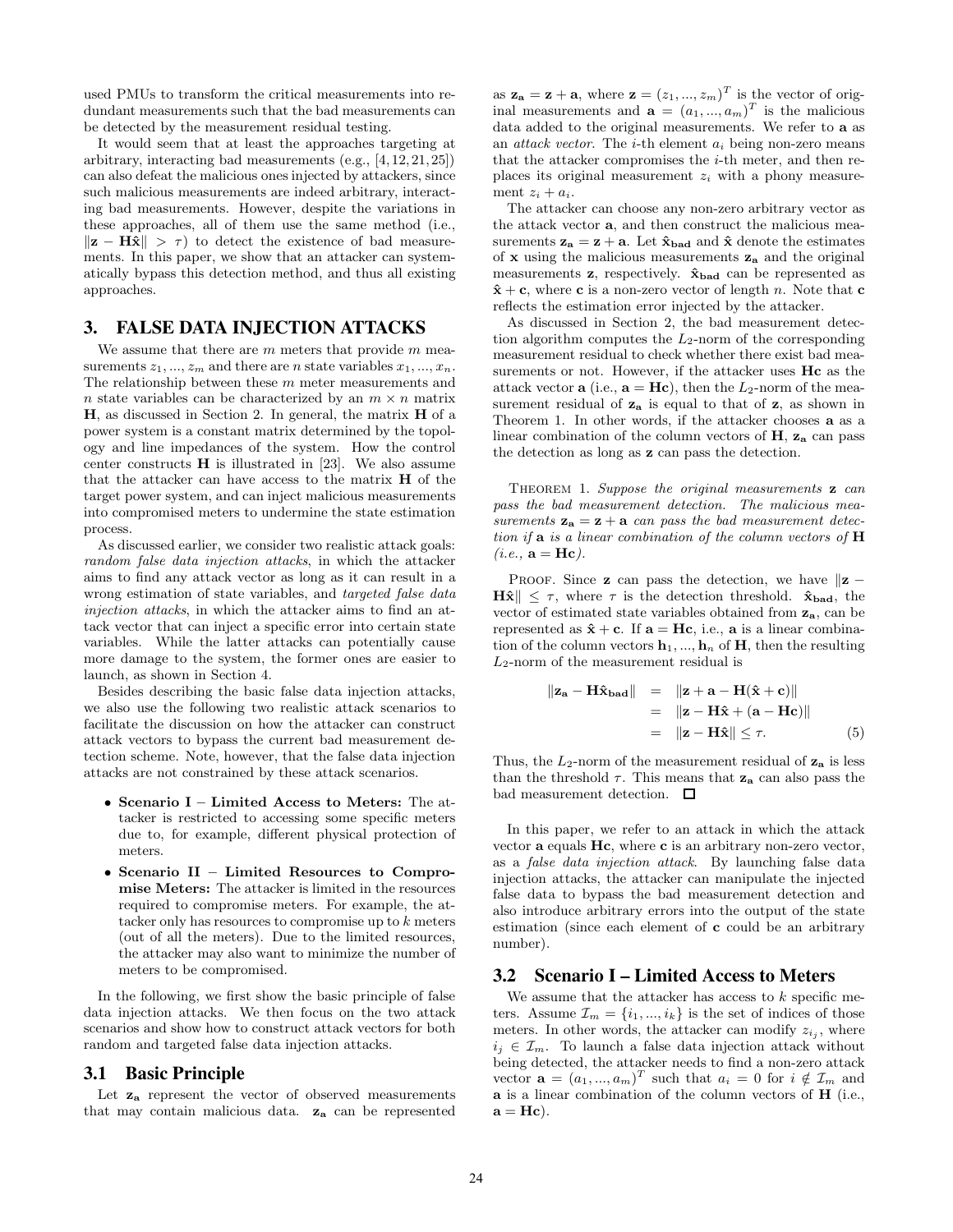used PMUs to transform the critical measurements into redundant measurements such that the bad measurements can be detected by the measurement residual testing.

It would seem that at least the approaches targeting at arbitrary, interacting bad measurements (e.g., [4,12,21,25]) can also defeat the malicious ones injected by attackers, since such malicious measurements are indeed arbitrary, interacting bad measurements. However, despite the variations in these approaches, all of them use the same method (i.e., $\|\mathbf{z} - \mathbf{H}\hat{\mathbf{x}}\| > \tau$) to detect the existence of bad measurements. In this paper, we show that an attacker can systematically bypass this detection method, and thus all existing approaches.

## 3. FALSE DATA INJECTION ATTACKS

We assume that there are $m$ meters that provide $m$ measurements $z_1, ..., z_m$ and there are $n$ state variables $x_1, ..., x_n$. The relationship between these $m$ meter measurements and $n$ state variables can be characterized by an $m \times n$ matrix $\mathbf{H}$, as discussed in Section 2. In general, the matrix $\mathbf{H}$ of a power system is a constant matrix determined by the topology and line impedances of the system. How the control center constructs $\mathbf{H}$ is illustrated in [23]. We also assume that the attacker can have access to the matrix $\mathbf{H}$ of the target power system, and can inject malicious measurements into compromised meters to undermine the state estimation process.

As discussed earlier, we consider two realistic attack goals: *random false data injection attacks*, in which the attacker aims to find any attack vector as long as it can result in a wrong estimation of state variables, and *targeted false data injection attacks*, in which the attacker aims to find an attack vector that can inject a specific error into certain state variables. While the latter attacks can potentially cause more damage to the system, the former ones are easier to launch, as shown in Section 4.

Besides describing the basic false data injection attacks, we also use the following two realistic attack scenarios to facilitate the discussion on how the attacker can construct attack vectors to bypass the current bad measurement detection scheme. Note, however, that the false data injection attacks are not constrained by these attack scenarios.

- **Scenario I – Limited Access to Meters:** The attacker is restricted to accessing some specific meters due to, for example, different physical protection of meters.
- **Scenario II – Limited Resources to Compromise Meters:** The attacker is limited in the resources required to compromise meters. For example, the attacker only has resources to compromise up to $k$ meters (out of all the meters). Due to the limited resources, the attacker may also want to minimize the number of meters to be compromised.

In the following, we first show the basic principle of false data injection attacks. We then focus on the two attack scenarios and show how to construct attack vectors for both random and targeted false data injection attacks.

### 3.1 Basic Principle

Let $\mathbf{z_a}$ represent the vector of observed measurements that may contain malicious data. $\mathbf{z_a}$ can be represented as $\mathbf{z_a} = \mathbf{z} + \mathbf{a}$, where $\mathbf{z} = (z_1, ..., z_m)^T$ is the vector of original measurements and $\mathbf{a} = (a_1, ..., a_m)^T$ is the malicious data added to the original measurements. We refer to $\mathbf{a}$ as an *attack vector*. The $i$-th element $a_i$ being non-zero means that the attacker compromises the $i$-th meter, and then replaces its original measurement $z_i$ with a phony measurement $z_i + a_i$.

The attacker can choose any non-zero arbitrary vector as the attack vector $\mathbf{a}$, and then construct the malicious measurements $\mathbf{z_a} = \mathbf{z} + \mathbf{a}$. Let $\hat{\mathbf{x}}_{\mathbf{bad}}$ and $\hat{\mathbf{x}}$ denote the estimates of $\mathbf{x}$ using the malicious measurements $\mathbf{z_a}$ and the original measurements $\mathbf{z}$, respectively. $\hat{\mathbf{x}}_{\mathbf{bad}}$ can be represented as $\hat{\mathbf{x}} + \mathbf{c}$, where $\mathbf{c}$ is a non-zero vector of length $n$. Note that $\mathbf{c}$ reflects the estimation error injected by the attacker.

As discussed in Section 2, the bad measurement detection algorithm computes the $L_2$-norm of the corresponding measurement residual to check whether there exist bad measurements or not. However, if the attacker uses $\mathbf{Hc}$ as the attack vector $\mathbf{a}$ (i.e., $\mathbf{a} = \mathbf{Hc}$), then the $L_2$-norm of the measurement residual of $\mathbf{z_a}$ is equal to that of $\mathbf{z}$, as shown in Theorem 1. In other words, if the attacker chooses $\mathbf{a}$ as a linear combination of the column vectors of $\mathbf{H}$, $\mathbf{z_a}$ can pass the detection as long as $\mathbf{z}$ can pass the detection.

THEOREM 1. *Suppose the original measurements $\mathbf{z}$ can pass the bad measurement detection. The malicious measurements $\mathbf{z_a} = \mathbf{z} + \mathbf{a}$ can pass the bad measurement detection if $\mathbf{a}$ is a linear combination of the column vectors of $\mathbf{H}$ (i.e., $\mathbf{a} = \mathbf{Hc}$).*

PROOF. Since $\mathbf{z}$ can pass the detection, we have $\|\mathbf{z} - \mathbf{H}\hat{\mathbf{x}}\| \leq \tau$, where $\tau$ is the detection threshold. $\hat{\mathbf{x}}_{\mathbf{bad}}$, the vector of estimated state variables obtained from $\mathbf{z_a}$, can be represented as $\hat{\mathbf{x}} + \mathbf{c}$. If $\mathbf{a} = \mathbf{Hc}$, i.e., $\mathbf{a}$ is a linear combination of the column vectors $\mathbf{h}_1, ..., \mathbf{h}_n$ of $\mathbf{H}$, then the resulting $L_2$-norm of the measurement residual is

$$
\begin{aligned}
\|\mathbf{z_a} - \mathbf{H}\hat{\mathbf{x}}_{\mathbf{bad}}\| &= \|\mathbf{z} + \mathbf{a} - \mathbf{H}(\hat{\mathbf{x}} + \mathbf{c})\| \\
&= \|\mathbf{z} - \mathbf{H}\hat{\mathbf{x}} + (\mathbf{a} - \mathbf{Hc})\| \\
&= \|\mathbf{z} - \mathbf{H}\hat{\mathbf{x}}\| \leq \tau. \qquad (5)
\end{aligned}
$$

Thus, the $L_2$-norm of the measurement residual of $\mathbf{z_a}$ is less than the threshold $\tau$. This means that $\mathbf{z_a}$ can also pass the bad measurement detection. □

In this paper, we refer to an attack in which the attack vector $\mathbf{a}$ equals $\mathbf{Hc}$, where $\mathbf{c}$ is an arbitrary non-zero vector, as a *false data injection attack*. By launching false data injection attacks, the attacker can manipulate the injected false data to bypass the bad measurement detection and also introduce arbitrary errors into the output of the state estimation (since each element of $\mathbf{c}$ could be an arbitrary number).

### 3.2 Scenario I – Limited Access to Meters

We assume that the attacker has access to $k$ specific meters. Assume $\mathcal{I}_m = \{i_1, ..., i_k\}$ is the set of indices of those meters. In other words, the attacker can modify $z_{i_j}$, where $i_j \in \mathcal{I}_m$. To launch a false data injection attack without being detected, the attacker needs to find a non-zero attack vector $\mathbf{a} = (a_1, ..., a_m)^T$ such that $a_i = 0$ for $i \notin \mathcal{I}_m$ and $\mathbf{a}$ is a linear combination of the column vectors of $\mathbf{H}$ (i.e., $\mathbf{a} = \mathbf{Hc}$).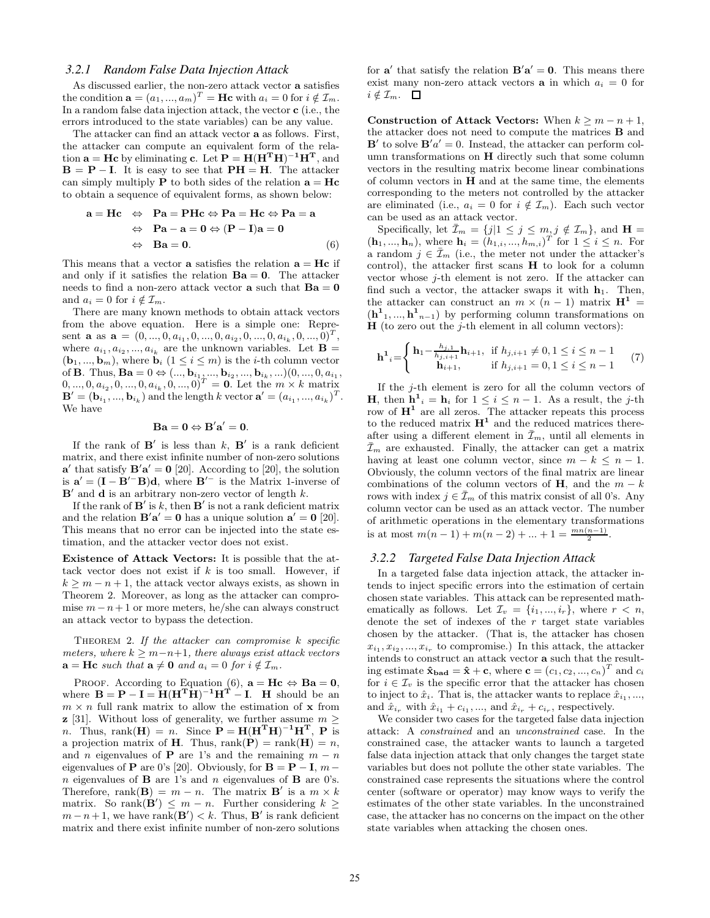### 3.2.1 Random False Data Injection Attack

As discussed earlier, the non-zero attack vector $\mathbf{a}$ satisfies the condition $\mathbf{a} = (a_1, ..., a_m)^T = \mathbf{Hc}$ with $a_i = 0$ for $i \notin \mathcal{I}_m$. In a random false data injection attack, the vector $\mathbf{c}$ (i.e., the errors introduced to the state variables) can be any value.

The attacker can find an attack vector $\mathbf{a}$ as follows. First, the attacker can compute an equivalent form of the relation $\mathbf{a} = \mathbf{Hc}$ by eliminating $\mathbf{c}$. Let $\mathbf{P} = \mathbf{H}(\mathbf{H^T H})^{-1}\mathbf{H^T}$, and $\mathbf{B} = \mathbf{P} - \mathbf{I}$. It is easy to see that $\mathbf{PH} = \mathbf{H}$. The attacker can simply multiply $\mathbf{P}$ to both sides of the relation $\mathbf{a} = \mathbf{Hc}$ to obtain a sequence of equivalent forms, as shown below:

$$
\begin{aligned}
\mathbf{a} = \mathbf{Hc} \;&\Leftrightarrow\; \mathbf{Pa} = \mathbf{PHc} \Leftrightarrow \mathbf{Pa} = \mathbf{Hc} \Leftrightarrow \mathbf{Pa} = \mathbf{a} \\
&\Leftrightarrow\; \mathbf{Pa} - \mathbf{a} = \mathbf{0} \Leftrightarrow (\mathbf{P} - \mathbf{I})\mathbf{a} = \mathbf{0} \\
&\Leftrightarrow\; \mathbf{Ba} = \mathbf{0}. \qquad (6)
\end{aligned}
$$

This means that a vector $\mathbf{a}$ satisfies the relation $\mathbf{a} = \mathbf{Hc}$ if and only if it satisfies the relation $\mathbf{Ba} = \mathbf{0}$. The attacker needs to find a non-zero attack vector $\mathbf{a}$ such that $\mathbf{Ba} = \mathbf{0}$ and $a_i = 0$ for $i \notin \mathcal{I}_m$.

There are many known methods to obtain attack vectors from the above equation. Here is a simple one: Represent $\mathbf{a}$ as $\mathbf{a} = (0, ..., 0, a_{i_1}, 0, ..., 0, a_{i_2}, 0, ..., 0, a_{i_k}, 0, ..., 0)^T$, where $a_{i_1}, a_{i_2}, ..., a_{i_k}$ are the unknown variables. Let $\mathbf{B} = (\mathbf{b}_1, ..., \mathbf{b}_m)$, where $\mathbf{b}_i$ $(1 \le i \le m)$ is the $i$-th column vector of $\mathbf{B}$. Thus, $\mathbf{Ba} = 0 \Leftrightarrow (..., \mathbf{b}_{i_1}, ..., \mathbf{b}_{i_2}, ..., \mathbf{b}_{i_k}, ...)(0, ..., 0, a_{i_1}, 0, ..., 0, a_{i_2}, 0, ..., 0, a_{i_k}, 0, ..., 0)^T = \mathbf{0}$. Let the $m \times k$ matrix $\mathbf{B}' = (\mathbf{b}_{i_1}, ..., \mathbf{b}_{i_k})$ and the length $k$ vector $\mathbf{a}' = (a_{i_1}, ..., a_{i_k})^T$. We have

$$\mathbf{Ba} = \mathbf{0} \Leftrightarrow \mathbf{B}'\mathbf{a}' = \mathbf{0}.$$

If the rank of $\mathbf{B}'$ is less than $k$, $\mathbf{B}'$ is a rank deficient matrix, and there exist infinite number of non-zero solutions $\mathbf{a}'$ that satisfy $\mathbf{B}'\mathbf{a}' = \mathbf{0}$ [20]. According to [20], the solution is $\mathbf{a}' = (\mathbf{I} - \mathbf{B}'^{-}\mathbf{B})\mathbf{d}$, where $\mathbf{B}'^{-}$ is the Matrix 1-inverse of $\mathbf{B}'$ and $\mathbf{d}$ is an arbitrary non-zero vector of length $k$.

If the rank of $\mathbf{B}'$ is $k$, then $\mathbf{B}'$ is not a rank deficient matrix and the relation $\mathbf{B}'\mathbf{a}' = \mathbf{0}$ has a unique solution $\mathbf{a}' = \mathbf{0}$ [20]. This means that no error can be injected into the state estimation, and the attacker vector does not exist.

**Existence of Attack Vectors:** It is possible that the attack vector does not exist if $k$ is too small. However, if $k \ge m - n + 1$, the attack vector always exists, as shown in Theorem 2. Moreover, as long as the attacker can compromise $m - n + 1$ or more meters, he/she can always construct an attack vector to bypass the detection.

THEOREM 2. *If the attacker can compromise $k$ specific meters, where $k \ge m-n+1$, there always exist attack vectors $\mathbf{a} = \mathbf{Hc}$ such that $\mathbf{a} \ne \mathbf{0}$ and $a_i = 0$ for $i \notin \mathcal{I}_m$.*

PROOF. According to Equation (6), $\mathbf{a} = \mathbf{Hc} \Leftrightarrow \mathbf{Ba} = \mathbf{0}$, where $\mathbf{B} = \mathbf{P} - \mathbf{I} = \mathbf{H}(\mathbf{H^T H})^{-1}\mathbf{H^T} - \mathbf{I}$. $\mathbf{H}$ should be an $m \times n$ full rank matrix to allow the estimation of $\mathbf{x}$ from $\mathbf{z}$ [31]. Without loss of generality, we further assume $m \ge n$. Thus, $\text{rank}(\mathbf{H}) = n$. Since $\mathbf{P} = \mathbf{H}(\mathbf{H^T H})^{-1}\mathbf{H^T}$, $\mathbf{P}$ is a projection matrix of $\mathbf{H}$. Thus, $\text{rank}(\mathbf{P}) = \text{rank}(\mathbf{H}) = n$, and $n$ eigenvalues of $\mathbf{P}$ are 1's and the remaining $m - n$ eigenvalues of $\mathbf{P}$ are 0's [20]. Obviously, for $\mathbf{B} = \mathbf{P} - \mathbf{I}$, $m - n$ eigenvalues of $\mathbf{B}$ are 1's and $n$ eigenvalues of $\mathbf{B}$ are 0's. Therefore, $\text{rank}(\mathbf{B}) = m - n$. The matrix $\mathbf{B}'$ is a $m \times k$ matrix. So $\text{rank}(\mathbf{B}') \le m - n$. Further considering $k \ge m - n + 1$, we have $\text{rank}(\mathbf{B}') < k$. Thus, $\mathbf{B}'$ is rank deficient matrix and there exist infinite number of non-zero solutions for $\mathbf{a}'$ that satisfy the relation $\mathbf{B}'\mathbf{a}' = \mathbf{0}$. This means there exist many non-zero attack vectors $\mathbf{a}$ in which $a_i = 0$ for $i \notin \mathcal{I}_m$. □

**Construction of Attack Vectors:** When $k \ge m - n + 1$, the attacker does not need to compute the matrices $\mathbf{B}$ and $\mathbf{B}'$ to solve $\mathbf{B}'a' = 0$. Instead, the attacker can perform column transformations on $\mathbf{H}$ directly such that some column vectors in the resulting matrix become linear combinations of column vectors in $\mathbf{H}$ and at the same time, the elements corresponding to the meters not controlled by the attacker are eliminated (i.e., $a_i = 0$ for $i \notin \mathcal{I}_m$). Each such vector can be used as an attack vector.

Specifically, let $\bar{\mathcal{I}}_m = \{j | 1 \le j \le m, j \notin \mathcal{I}_m\}$, and $\mathbf{H} = (\mathbf{h}_1, ..., \mathbf{h}_n)$, where $\mathbf{h}_i = (h_{1,i}, ..., h_{m,i})^T$ for $1 \le i \le n$. For a random $j \in \bar{\mathcal{I}}_m$ (i.e., the meter not under the attacker's control), the attacker first scans $\mathbf{H}$ to look for a column vector whose $j$-th element is not zero. If the attacker can find such a vector, the attacker swaps it with $\mathbf{h}_1$. Then, the attacker can construct an $m \times (n-1)$ matrix $\mathbf{H^1} = (\mathbf{h^1}_1, ..., \mathbf{h^1}_{n-1})$ by performing column transformations on $\mathbf{H}$ (to zero out the $j$-th element in all column vectors):

$$
\mathbf{h^1}_i = \begin{cases} \mathbf{h}_1 - \frac{h_{j,1}}{h_{j,i+1}}\mathbf{h}_{i+1}, & \text{if } h_{j,i+1} \ne 0, 1 \le i \le n-1 \\ \mathbf{h}_{i+1}, & \text{if } h_{j,i+1} = 0, 1 \le i \le n-1 \end{cases} \qquad (7)
$$

If the $j$-th element is zero for all the column vectors of $\mathbf{H}$, then $\mathbf{h^1}_i = \mathbf{h}_i$ for $1 \le i \le n-1$. As a result, the $j$-th row of $\mathbf{H^1}$ are all zeros. The attacker repeats this process to the reduced matrix $\mathbf{H^1}$ and the reduced matrices thereafter using a different element in $\bar{\mathcal{I}}_m$, until all elements in $\bar{\mathcal{I}}_m$ are exhausted. Finally, the attacker can get a matrix having at least one column vector, since $m - k \le n - 1$. Obviously, the column vectors of the final matrix are linear combinations of the column vectors of $\mathbf{H}$, and the $m - k$ rows with index $j \in \bar{\mathcal{I}}_m$ of this matrix consist of all 0's. Any column vector can be used as an attack vector. The number of arithmetic operations in the elementary transformations is at most $m(n-1) + m(n-2) + ... + 1 = \frac{mn(n-1)}{2}$.

### 3.2.2 Targeted False Data Injection Attack

In a targeted false data injection attack, the attacker intends to inject specific errors into the estimation of certain chosen state variables. This attack can be represented mathematically as follows. Let $\mathcal{I}_v = \{i_1, ..., i_r\}$, where $r < n$, denote the set of indexes of the $r$ target state variables chosen by the attacker. (That is, the attacker has chosen $x_{i_1}, x_{i_2}, ..., x_{i_r}$ to compromise.) In this attack, the attacker intends to construct an attack vector $\mathbf{a}$ such that the resulting estimate $\hat{\mathbf{x}}_{\mathbf{bad}} = \hat{\mathbf{x}} + \mathbf{c}$, where $\mathbf{c} = (c_1, c_2, ..., c_n)^T$ and $c_i$ for $i \in \mathcal{I}_v$ is the specific error that the attacker has chosen to inject to $\hat{x}_i$. That is, the attacker wants to replace $\hat{x}_{i_1}, ...,$ and $\hat{x}_{i_r}$ with $\hat{x}_{i_1} + c_{i_1}, ...,$ and $\hat{x}_{i_r} + c_{i_r}$, respectively.

We consider two cases for the targeted false data injection attack: A *constrained* and an *unconstrained* case. In the constrained case, the attacker wants to launch a targeted false data injection attack that only changes the target state variables but does not pollute the other state variables. The constrained case represents the situations where the control center (software or operator) may know ways to verify the estimates of the other state variables. In the unconstrained case, the attacker has no concerns on the impact on the other state variables when attacking the chosen ones.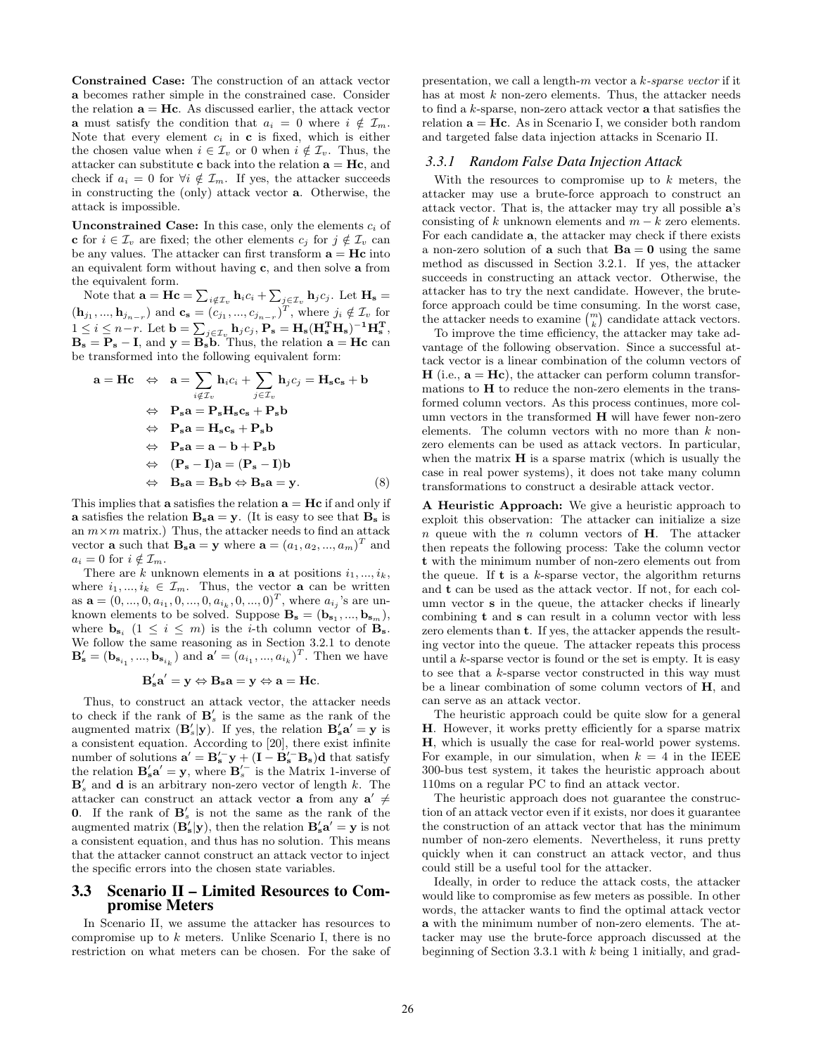**Constrained Case:** The construction of an attack vector $\mathbf{a}$ becomes rather simple in the constrained case. Consider the relation $\mathbf{a} = \mathbf{Hc}$. As discussed earlier, the attack vector $\mathbf{a}$ must satisfy the condition that $a_i = 0$ where $i \notin \mathcal{I}_m$. Note that every element $c_i$ in $\mathbf{c}$ is fixed, which is either the chosen value when $i \in \mathcal{I}_v$ or 0 when $i \notin \mathcal{I}_v$. Thus, the attacker can substitute $\mathbf{c}$ back into the relation $\mathbf{a} = \mathbf{Hc}$, and check if $a_i = 0$ for $\forall i \notin \mathcal{I}_m$. If yes, the attacker succeeds in constructing the (only) attack vector $\mathbf{a}$. Otherwise, the attack is impossible.

**Unconstrained Case:** In this case, only the elements $c_i$ of $\mathbf{c}$ for $i \in \mathcal{I}_v$ are fixed; the other elements $c_j$ for $j \notin \mathcal{I}_v$ can be any values. The attacker can first transform $\mathbf{a} = \mathbf{Hc}$ into an equivalent form without having $\mathbf{c}$, and then solve $\mathbf{a}$ from the equivalent form.

Note that $\mathbf{a} = \mathbf{Hc} = \sum_{i \notin \mathcal{I}_v} \mathbf{h}_i c_i + \sum_{j \in \mathcal{I}_v} \mathbf{h}_j c_j$. Let $\mathbf{H_s} = (\mathbf{h}_{j_1}, ..., \mathbf{h}_{j_{n-r}})$ and $\mathbf{c_s} = (c_{j_1}, ..., c_{j_{n-r}})^T$, where $j_i \notin \mathcal{I}_v$ for $1 \leq i \leq n-r$. Let $\mathbf{b} = \sum_{j \in \mathcal{I}_v} \mathbf{h}_j c_j$, $\mathbf{P_s} = \mathbf{H_s}(\mathbf{H_s^T H_s})^{-1}\mathbf{H_s^T}$, $\mathbf{B_s} = \mathbf{P_s} - \mathbf{I}$, and $\mathbf{y} = \mathbf{B_s b}$. Thus, the relation $\mathbf{a} = \mathbf{Hc}$ can be transformed into the following equivalent form:

$$
\begin{aligned}
\mathbf{a} = \mathbf{Hc} \quad &\Leftrightarrow \quad \mathbf{a} = \sum_{i \notin \mathcal{I}_v} \mathbf{h}_i c_i + \sum_{j \in \mathcal{I}_v} \mathbf{h}_j c_j = \mathbf{H_s c_s} + \mathbf{b} \\
&\Leftrightarrow \quad \mathbf{P_s a} = \mathbf{P_s H_s c_s} + \mathbf{P_s b} \\
&\Leftrightarrow \quad \mathbf{P_s a} = \mathbf{H_s c_s} + \mathbf{P_s b} \\
&\Leftrightarrow \quad \mathbf{P_s a} = \mathbf{a} - \mathbf{b} + \mathbf{P_s b} \\
&\Leftrightarrow \quad (\mathbf{P_s} - \mathbf{I})\mathbf{a} = (\mathbf{P_s} - \mathbf{I})\mathbf{b} \\
&\Leftrightarrow \quad \mathbf{B_s a} = \mathbf{B_s b} \Leftrightarrow \mathbf{B_s a} = \mathbf{y}. \qquad (8)
\end{aligned}
$$

This implies that $\mathbf{a}$ satisfies the relation $\mathbf{a} = \mathbf{Hc}$ if and only if $\mathbf{a}$ satisfies the relation $\mathbf{B_s a} = \mathbf{y}$. (It is easy to see that $\mathbf{B_s}$ is an $m \times m$ matrix.) Thus, the attacker needs to find an attack vector $\mathbf{a}$ such that $\mathbf{B_s a} = \mathbf{y}$ where $\mathbf{a} = (a_1, a_2, ..., a_m)^T$ and $a_i = 0$ for $i \notin \mathcal{I}_m$.

There are $k$ unknown elements in $\mathbf{a}$ at positions $i_1, ..., i_k$, where $i_1, ..., i_k \in \mathcal{I}_m$. Thus, the vector $\mathbf{a}$ can be written as $\mathbf{a} = (0, ..., 0, a_{i_1}, 0, ..., 0, a_{i_k}, 0, ..., 0)^T$, where $a_{i_j}$'s are unknown elements to be solved. Suppose $\mathbf{B_s} = (\mathbf{b}_{s_1}, ..., \mathbf{b}_{s_m})$, where $\mathbf{b}_{s_i}$ $(1 \leq i \leq m)$ is the $i$-th column vector of $\mathbf{B_s}$. We follow the same reasoning as in Section 3.2.1 to denote $\mathbf{B}'_s = (\mathbf{b}_{s_{i_1}}, ..., \mathbf{b}_{s_{i_k}})$ and $\mathbf{a}' = (a_{i_1}, ..., a_{i_k})^T$. Then we have

$$
\mathbf{B'_s a'} = \mathbf{y} \Leftrightarrow \mathbf{B_s a} = \mathbf{y} \Leftrightarrow \mathbf{a} = \mathbf{Hc}.
$$

Thus, to construct an attack vector, the attacker needs to check if the rank of $\mathbf{B}'_s$ is the same as the rank of the augmented matrix $(\mathbf{B}'_s|\mathbf{y})$. If yes, the relation $\mathbf{B'_s a'} = \mathbf{y}$ is a consistent equation. According to [20], there exist infinite number of solutions $\mathbf{a}' = \mathbf{B}'^{-}_{\mathbf{s}}\mathbf{y} + (\mathbf{I} - \mathbf{B}'^{-}_{\mathbf{s}}\mathbf{B_s})\mathbf{d}$ that satisfy the relation $\mathbf{B'_s a'} = \mathbf{y}$, where $\mathbf{B}'^{-}_s$ is the Matrix 1-inverse of $\mathbf{B}'_s$ and $\mathbf{d}$ is an arbitrary non-zero vector of length $k$. The attacker can construct an attack vector $\mathbf{a}$ from any $\mathbf{a}' \neq \mathbf{0}$. If the rank of $\mathbf{B}'_s$ is not the same as the rank of the augmented matrix $(\mathbf{B'_s}|\mathbf{y})$, then the relation $\mathbf{B'_s a'} = \mathbf{y}$ is not a consistent equation, and thus has no solution. This means that the attacker cannot construct an attack vector to inject the specific errors into the chosen state variables.

## 3.3 Scenario II – Limited Resources to Compromise Meters

In Scenario II, we assume the attacker has resources to compromise up to $k$ meters. Unlike Scenario I, there is no restriction on what meters can be chosen. For the sake of presentation, we call a length-$m$ vector a *$k$-sparse vector* if it has at most $k$ non-zero elements. Thus, the attacker needs to find a $k$-sparse, non-zero attack vector $\mathbf{a}$ that satisfies the relation $\mathbf{a} = \mathbf{Hc}$. As in Scenario I, we consider both random and targeted false data injection attacks in Scenario II.

### 3.3.1 Random False Data Injection Attack

With the resources to compromise up to $k$ meters, the attacker may use a brute-force approach to construct an attack vector. That is, the attacker may try all possible $\mathbf{a}$'s consisting of $k$ unknown elements and $m - k$ zero elements. For each candidate $\mathbf{a}$, the attacker may check if there exists a non-zero solution of $\mathbf{a}$ such that $\mathbf{Ba} = \mathbf{0}$ using the same method as discussed in Section 3.2.1. If yes, the attacker succeeds in constructing an attack vector. Otherwise, the attacker has to try the next candidate. However, the brute-force approach could be time consuming. In the worst case, the attacker needs to examine $\binom{m}{k}$ candidate attack vectors.

To improve the time efficiency, the attacker may take advantage of the following observation. Since a successful attack vector is a linear combination of the column vectors of $\mathbf{H}$ (i.e., $\mathbf{a} = \mathbf{Hc}$), the attacker can perform column transformations to $\mathbf{H}$ to reduce the non-zero elements in the transformed column vectors. As this process continues, more column vectors in the transformed $\mathbf{H}$ will have fewer non-zero elements. The column vectors with no more than $k$ non-zero elements can be used as attack vectors. In particular, when the matrix $\mathbf{H}$ is a sparse matrix (which is usually the case in real power systems), it does not take many column transformations to construct a desirable attack vector.

**A Heuristic Approach:** We give a heuristic approach to exploit this observation: The attacker can initialize a size $n$ queue with the $n$ column vectors of $\mathbf{H}$. The attacker then repeats the following process: Take the column vector $\mathbf{t}$ with the minimum number of non-zero elements out from the queue. If $\mathbf{t}$ is a $k$-sparse vector, the algorithm returns and $\mathbf{t}$ can be used as the attack vector. If not, for each column vector $\mathbf{s}$ in the queue, the attacker checks if linearly combining $\mathbf{t}$ and $\mathbf{s}$ can result in a column vector with less zero elements than $\mathbf{t}$. If yes, the attacker appends the resulting vector into the queue. The attacker repeats this process until a $k$-sparse vector is found or the set is empty. It is easy to see that a $k$-sparse vector constructed in this way must be a linear combination of some column vectors of $\mathbf{H}$, and can serve as an attack vector.

The heuristic approach could be quite slow for a general $\mathbf{H}$. However, it works pretty efficiently for a sparse matrix $\mathbf{H}$, which is usually the case for real-world power systems. For example, in our simulation, when $k = 4$ in the IEEE 300-bus test system, it takes the heuristic approach about 110ms on a regular PC to find an attack vector.

The heuristic approach does not guarantee the construction of an attack vector even if it exists, nor does it guarantee the construction of an attack vector that has the minimum number of non-zero elements. Nevertheless, it runs pretty quickly when it can construct an attack vector, and thus could still be a useful tool for the attacker.

Ideally, in order to reduce the attack costs, the attacker would like to compromise as few meters as possible. In other words, the attacker wants to find the optimal attack vector $\mathbf{a}$ with the minimum number of non-zero elements. The attacker may use the brute-force approach discussed at the beginning of Section 3.3.1 with $k$ being 1 initially, and grad-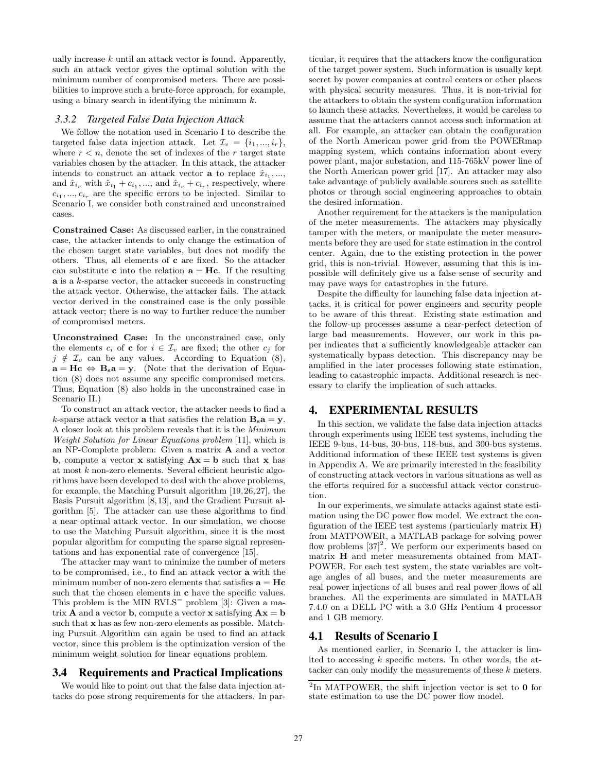ually increase $k$ until an attack vector is found. Apparently, such an attack vector gives the optimal solution with the minimum number of compromised meters. There are possibilities to improve such a brute-force approach, for example, using a binary search in identifying the minimum $k$.

### 3.3.2 Targeted False Data Injection Attack

We follow the notation used in Scenario I to describe the targeted false data injection attack. Let $\mathcal{I}_v = \{i_1, ..., i_r\}$, where $r < n$, denote the set of indexes of the $r$ target state variables chosen by the attacker. In this attack, the attacker intends to construct an attack vector $\mathbf{a}$ to replace $\hat{x}_{i_1}, ...,$ and $\hat{x}_{i_r}$ with $\hat{x}_{i_1} + c_{i_1}, ...,$ and $\hat{x}_{i_r} + c_{i_r}$, respectively, where $c_{i_1}, ..., c_{i_r}$ are the specific errors to be injected. Similar to Scenario I, we consider both constrained and unconstrained cases.

**Constrained Case:** As discussed earlier, in the constrained case, the attacker intends to only change the estimation of the chosen target state variables, but does not modify the others. Thus, all elements of $\mathbf{c}$ are fixed. So the attacker can substitute $\mathbf{c}$ into the relation $\mathbf{a} = \mathbf{Hc}$. If the resulting $\mathbf{a}$ is a $k$-sparse vector, the attacker succeeds in constructing the attack vector. Otherwise, the attacker fails. The attack vector derived in the constrained case is the only possible attack vector; there is no way to further reduce the number of compromised meters.

**Unconstrained Case:** In the unconstrained case, only the elements $c_i$ of $\mathbf{c}$ for $i \in \mathcal{I}_v$ are fixed; the other $c_j$ for $j \notin \mathcal{I}_v$ can be any values. According to Equation (8), $\mathbf{a} = \mathbf{Hc} \Leftrightarrow \mathbf{B_s a} = \mathbf{y}$. (Note that the derivation of Equation (8) does not assume any specific compromised meters. Thus, Equation (8) also holds in the unconstrained case in Scenario II.)

To construct an attack vector, the attacker needs to find a $k$-sparse attack vector $\mathbf{a}$ that satisfies the relation $\mathbf{B_s a} = \mathbf{y}$. A closer look at this problem reveals that it is the *Minimum Weight Solution for Linear Equations problem* [11], which is an NP-Complete problem: Given a matrix $\mathbf{A}$ and a vector $\mathbf{b}$, compute a vector $\mathbf{x}$ satisfying $\mathbf{Ax} = \mathbf{b}$ such that $\mathbf{x}$ has at most $k$ non-zero elements. Several efficient heuristic algorithms have been developed to deal with the above problems, for example, the Matching Pursuit algorithm [19,26,27], the Basis Pursuit algorithm [8,13], and the Gradient Pursuit algorithm [5]. The attacker can use these algorithms to find a near optimal attack vector. In our simulation, we choose to use the Matching Pursuit algorithm, since it is the most popular algorithm for computing the sparse signal representations and has exponential rate of convergence [15].

The attacker may want to minimize the number of meters to be compromised, i.e., to find an attack vector $\mathbf{a}$ with the minimum number of non-zero elements that satisfies $\mathbf{a} = \mathbf{Hc}$ such that the chosen elements in $\mathbf{c}$ have the specific values. This problem is the MIN RVLS$^=$ problem [3]: Given a matrix $\mathbf{A}$ and a vector $\mathbf{b}$, compute a vector $\mathbf{x}$ satisfying $\mathbf{Ax} = \mathbf{b}$ such that $\mathbf{x}$ has as few non-zero elements as possible. Matching Pursuit Algorithm can again be used to find an attack vector, since this problem is the optimization version of the minimum weight solution for linear equations problem.

## 3.4 Requirements and Practical Implications

We would like to point out that the false data injection attacks do pose strong requirements for the attackers. In particular, it requires that the attackers know the configuration of the target power system. Such information is usually kept secret by power companies at control centers or other places with physical security measures. Thus, it is non-trivial for the attackers to obtain the system configuration information to launch these attacks. Nevertheless, it would be careless to assume that the attackers cannot access such information at all. For example, an attacker can obtain the configuration of the North American power grid from the POWERmap mapping system, which contains information about every power plant, major substation, and 115-765kV power line of the North American power grid [17]. An attacker may also take advantage of publicly available sources such as satellite photos or through social engineering approaches to obtain the desired information.

Another requirement for the attackers is the manipulation of the meter measurements. The attackers may physically tamper with the meters, or manipulate the meter measurements before they are used for state estimation in the control center. Again, due to the existing protection in the power grid, this is non-trivial. However, assuming that this is impossible will definitely give us a false sense of security and may pave ways for catastrophes in the future.

Despite the difficulty for launching false data injection attacks, it is critical for power engineers and security people to be aware of this threat. Existing state estimation and the follow-up processes assume a near-perfect detection of large bad measurements. However, our work in this paper indicates that a sufficiently knowledgeable attacker can systematically bypass detection. This discrepancy may be amplified in the later processes following state estimation, leading to catastrophic impacts. Additional research is necessary to clarify the implication of such attacks.

# 4. EXPERIMENTAL RESULTS

In this section, we validate the false data injection attacks through experiments using IEEE test systems, including the IEEE 9-bus, 14-bus, 30-bus, 118-bus, and 300-bus systems. Additional information of these IEEE test systems is given in Appendix A. We are primarily interested in the feasibility of constructing attack vectors in various situations as well as the efforts required for a successful attack vector construction.

In our experiments, we simulate attacks against state estimation using the DC power flow model. We extract the configuration of the IEEE test systems (particularly matrix $\mathbf{H}$) from MATPOWER, a MATLAB package for solving power flow problems [37][2]. We perform our experiments based on matrix $\mathbf{H}$ and meter measurements obtained from MATPOWER. For each test system, the state variables are voltage angles of all buses, and the meter measurements are real power injections of all buses and real power flows of all branches. All the experiments are simulated in MATLAB 7.4.0 on a DELL PC with a 3.0 GHz Pentium 4 processor and 1 GB memory.

## 4.1 Results of Scenario I

As mentioned earlier, in Scenario I, the attacker is limited to accessing $k$ specific meters. In other words, the attacker can only modify the measurements of these $k$ meters.

[2]In MATPOWER, the shift injection vector is set to $\mathbf{0}$ for state estimation to use the DC power flow model.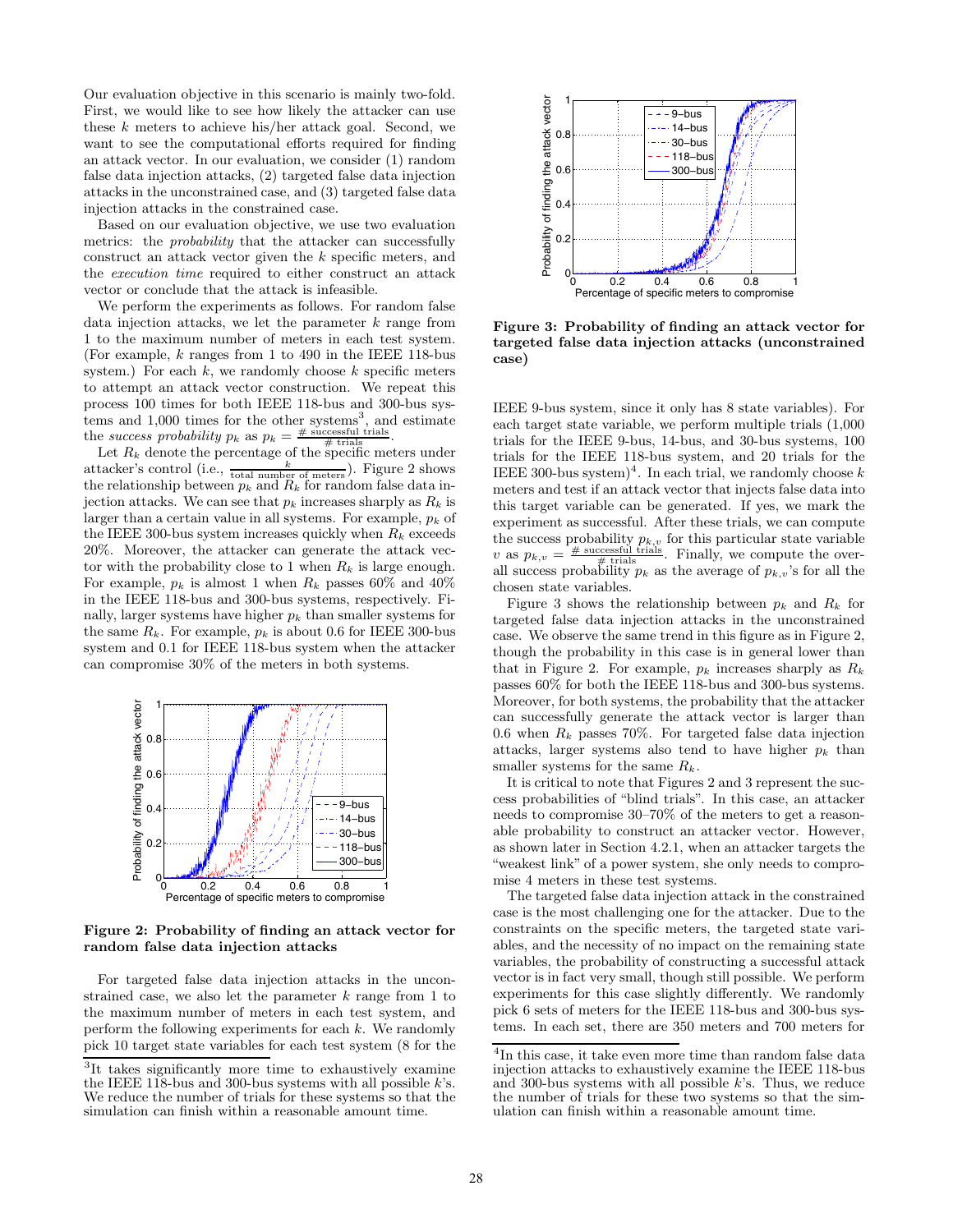Our evaluation objective in this scenario is mainly two-fold. First, we would like to see how likely the attacker can use these $k$ meters to achieve his/her attack goal. Second, we want to see the computational efforts required for finding an attack vector. In our evaluation, we consider (1) random false data injection attacks, (2) targeted false data injection attacks in the unconstrained case, and (3) targeted false data injection attacks in the constrained case.

Based on our evaluation objective, we use two evaluation metrics: the *probability* that the attacker can successfully construct an attack vector given the $k$ specific meters, and the *execution time* required to either construct an attack vector or conclude that the attack is infeasible.

We perform the experiments as follows. For random false data injection attacks, we let the parameter $k$ range from 1 to the maximum number of meters in each test system. (For example, $k$ ranges from 1 to 490 in the IEEE 118-bus system.) For each $k$, we randomly choose $k$ specific meters to attempt an attack vector construction. We repeat this process 100 times for both IEEE 118-bus and 300-bus systems and 1,000 times for the other systems[3], and estimate the *success probability* $p_k$ as $p_k = \frac{\#\text{ successful trials}}{\#\text{ trials}}$.

Let $R_k$ denote the percentage of the specific meters under attacker's control (i.e., $\frac{k}{\text{total number of meters}}$). Figure 2 shows the relationship between $p_k$ and $R_k$ for random false data injection attacks. We can see that $p_k$ increases sharply as $R_k$ is larger than a certain value in all systems. For example, $p_k$ of the IEEE 300-bus system increases quickly when $R_k$ exceeds 20%. Moreover, the attacker can generate the attack vector with the probability close to 1 when $R_k$ is large enough. For example, $p_k$ is almost 1 when $R_k$ passes 60% and 40% in the IEEE 118-bus and 300-bus systems, respectively. Finally, larger systems have higher $p_k$ than smaller systems for the same $R_k$. For example, $p_k$ is about 0.6 for IEEE 300-bus system and 0.1 for IEEE 118-bus system when the attacker can compromise 30% of the meters in both systems.

**Figure 2: Probability of finding an attack vector for random false data injection attacks**

For targeted false data injection attacks in the unconstrained case, we also let the parameter $k$ range from 1 to the maximum number of meters in each test system, and perform the following experiments for each $k$. We randomly pick 10 target state variables for each test system (8 for the IEEE 9-bus system, since it only has 8 state variables). For each target state variable, we perform multiple trials (1,000 trials for the IEEE 9-bus, 14-bus, and 30-bus systems, 100 trials for the IEEE 118-bus system, and 20 trials for the IEEE 300-bus system)[4]. In each trial, we randomly choose $k$ meters and test if an attack vector that injects false data into this target variable can be generated. If yes, we mark the experiment as successful. After these trials, we can compute the success probability $p_{k,v}$ for this particular state variable $v$ as $p_{k,v} = \frac{\#\text{ successful trials}}{\#\text{ trials}}$. Finally, we compute the overall success probability $p_k$ as the average of $p_{k,v}$'s for all the chosen state variables.

**Figure 3: Probability of finding an attack vector for targeted false data injection attacks (unconstrained case)**

Figure 3 shows the relationship between $p_k$ and $R_k$ for targeted false data injection attacks in the unconstrained case. We observe the same trend in this figure as in Figure 2, though the probability in this case is in general lower than that in Figure 2. For example, $p_k$ increases sharply as $R_k$ passes 60% for both the IEEE 118-bus and 300-bus systems. Moreover, for both systems, the probability that the attacker can successfully generate the attack vector is larger than 0.6 when $R_k$ passes 70%. For targeted false data injection attacks, larger systems also tend to have higher $p_k$ than smaller systems for the same $R_k$.

It is critical to note that Figures 2 and 3 represent the success probabilities of "blind trials". In this case, an attacker needs to compromise 30–70% of the meters to get a reasonable probability to construct an attacker vector. However, as shown later in Section 4.2.1, when an attacker targets the "weakest link" of a power system, she only needs to compromise 4 meters in these test systems.

The targeted false data injection attack in the constrained case is the most challenging one for the attacker. Due to the constraints on the specific meters, the targeted state variables, and the necessity of no impact on the remaining state variables, the probability of constructing a successful attack vector is in fact very small, though still possible. We perform experiments for this case slightly differently. We randomly pick 6 sets of meters for the IEEE 118-bus and 300-bus systems. In each set, there are 350 meters and 700 meters for

[3] It takes significantly more time to exhaustively examine the IEEE 118-bus and 300-bus systems with all possible $k$'s. We reduce the number of trials for these systems so that the simulation can finish within a reasonable amount time.

[4] In this case, it take even more time than random false data injection attacks to exhaustively examine the IEEE 118-bus and 300-bus systems with all possible $k$'s. Thus, we reduce the number of trials for these two systems so that the simulation can finish within a reasonable amount time.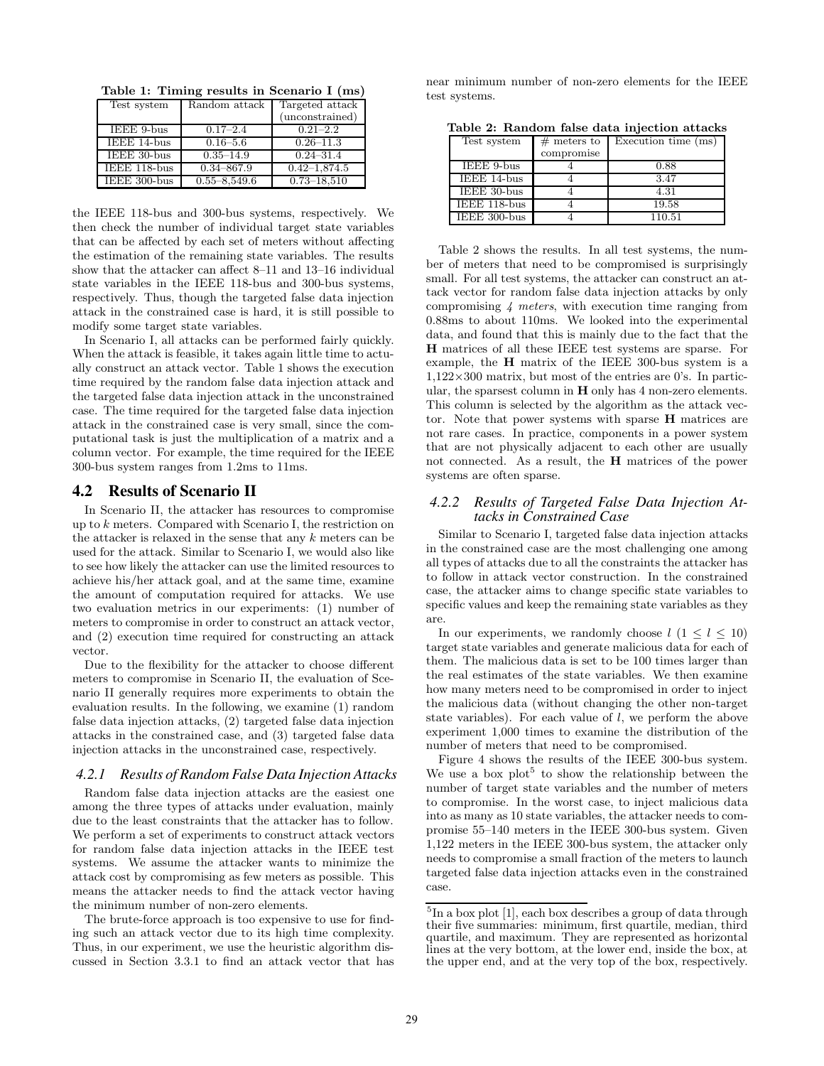Table 1: Timing results in Scenario I (ms)

| Test system | Random attack | Targeted attack (unconstrained) |
|---|---|---|
| IEEE 9-bus | 0.17–2.4 | 0.21–2.2 |
| IEEE 14-bus | 0.16–5.6 | 0.26–11.3 |
| IEEE 30-bus | 0.35–14.9 | 0.24–31.4 |
| IEEE 118-bus | 0.34–867.9 | 0.42–1,874.5 |
| IEEE 300-bus | 0.55–8,549.6 | 0.73–18,510 |

the IEEE 118-bus and 300-bus systems, respectively. We then check the number of individual target state variables that can be affected by each set of meters without affecting the estimation of the remaining state variables. The results show that the attacker can affect 8–11 and 13–16 individual state variables in the IEEE 118-bus and 300-bus systems, respectively. Thus, though the targeted false data injection attack in the constrained case is hard, it is still possible to modify some target state variables.

In Scenario I, all attacks can be performed fairly quickly. When the attack is feasible, it takes again little time to actually construct an attack vector. Table 1 shows the execution time required by the random false data injection attack and the targeted false data injection attack in the unconstrained case. The time required for the targeted false data injection attack in the constrained case is very small, since the computational task is just the multiplication of a matrix and a column vector. For example, the time required for the IEEE 300-bus system ranges from 1.2ms to 11ms.

## 4.2 Results of Scenario II

In Scenario II, the attacker has resources to compromise up to $k$ meters. Compared with Scenario I, the restriction on the attacker is relaxed in the sense that any $k$ meters can be used for the attack. Similar to Scenario I, we would also like to see how likely the attacker can use the limited resources to achieve his/her attack goal, and at the same time, examine the amount of computation required for attacks. We use two evaluation metrics in our experiments: (1) number of meters to compromise in order to construct an attack vector, and (2) execution time required for constructing an attack vector.

Due to the flexibility for the attacker to choose different meters to compromise in Scenario II, the evaluation of Scenario II generally requires more experiments to obtain the evaluation results. In the following, we examine (1) random false data injection attacks, (2) targeted false data injection attacks in the constrained case, and (3) targeted false data injection attacks in the unconstrained case, respectively.

### 4.2.1 Results of Random False Data Injection Attacks

Random false data injection attacks are the easiest one among the three types of attacks under evaluation, mainly due to the least constraints that the attacker has to follow. We perform a set of experiments to construct attack vectors for random false data injection attacks in the IEEE test systems. We assume the attacker wants to minimize the attack cost by compromising as few meters as possible. This means the attacker needs to find the attack vector having the minimum number of non-zero elements.

The brute-force approach is too expensive to use for finding such an attack vector due to its high time complexity. Thus, in our experiment, we use the heuristic algorithm discussed in Section 3.3.1 to find an attack vector that has near minimum number of non-zero elements for the IEEE test systems.

Table 2: Random false data injection attacks

| Test system | # meters to compromise | Execution time (ms) |
|---|---|---|
| IEEE 9-bus | 4 | 0.88 |
| IEEE 14-bus | 4 | 3.47 |
| IEEE 30-bus | 4 | 4.31 |
| IEEE 118-bus | 4 | 19.58 |
| IEEE 300-bus | 4 | 110.51 |

Table 2 shows the results. In all test systems, the number of meters that need to be compromised is surprisingly small. For all test systems, the attacker can construct an attack vector for random false data injection attacks by only compromising *4 meters*, with execution time ranging from 0.88ms to about 110ms. We looked into the experimental data, and found that this is mainly due to the fact that the **H** matrices of all these IEEE test systems are sparse. For example, the **H** matrix of the IEEE 300-bus system is a $1{,}122 \times 300$ matrix, but most of the entries are 0's. In particular, the sparsest column in **H** only has 4 non-zero elements. This column is selected by the algorithm as the attack vector. Note that power systems with sparse **H** matrices are not rare cases. In practice, components in a power system that are not physically adjacent to each other are usually not connected. As a result, the **H** matrices of the power systems are often sparse.

### 4.2.2 Results of Targeted False Data Injection Attacks in Constrained Case

Similar to Scenario I, targeted false data injection attacks in the constrained case are the most challenging one among all types of attacks due to all the constraints the attacker has to follow in attack vector construction. In the constrained case, the attacker aims to change specific state variables to specific values and keep the remaining state variables as they are.

In our experiments, we randomly choose $l$ $(1 \leq l \leq 10)$ target state variables and generate malicious data for each of them. The malicious data is set to be 100 times larger than the real estimates of the state variables. We then examine how many meters need to be compromised in order to inject the malicious data (without changing the other non-target state variables). For each value of $l$, we perform the above experiment 1,000 times to examine the distribution of the number of meters that need to be compromised.

Figure 4 shows the results of the IEEE 300-bus system. We use a box plot[5] to show the relationship between the number of target state variables and the number of meters to compromise. In the worst case, to inject malicious data into as many as 10 state variables, the attacker needs to compromise 55–140 meters in the IEEE 300-bus system. Given 1,122 meters in the IEEE 300-bus system, the attacker only needs to compromise a small fraction of the meters to launch targeted false data injection attacks even in the constrained case.

[5] In a box plot [1], each box describes a group of data through their five summaries: minimum, first quartile, median, third quartile, and maximum. They are represented as horizontal lines at the very bottom, at the lower end, inside the box, at the upper end, and at the very top of the box, respectively.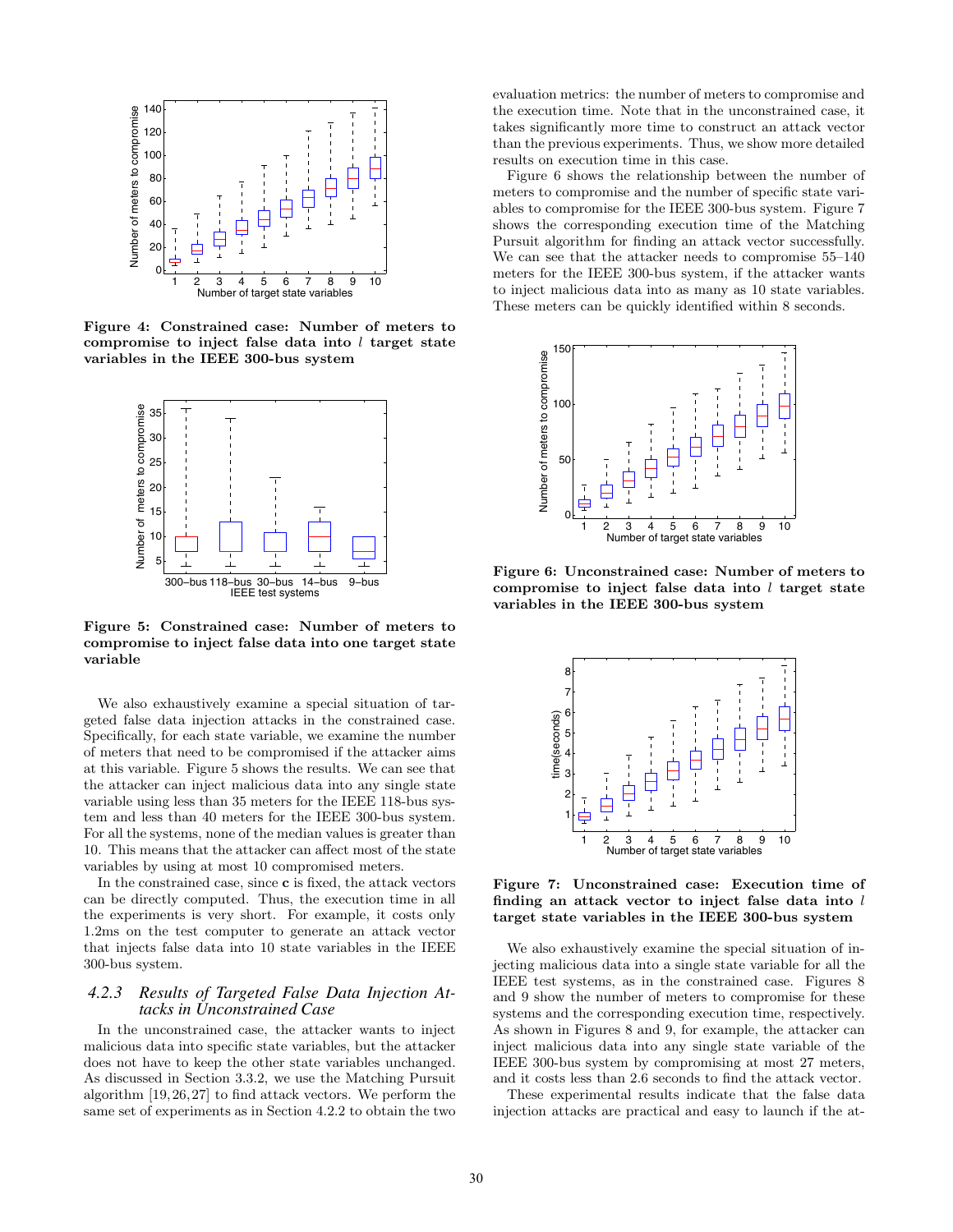Figure 4: Constrained case: Number of meters to compromise to inject false data into $l$ target state variables in the IEEE 300-bus system

Figure 5: Constrained case: Number of meters to compromise to inject false data into one target state variable

We also exhaustively examine a special situation of targeted false data injection attacks in the constrained case. Specifically, for each state variable, we examine the number of meters that need to be compromised if the attacker aims at this variable. Figure 5 shows the results. We can see that the attacker can inject malicious data into any single state variable using less than 35 meters for the IEEE 118-bus system and less than 40 meters for the IEEE 300-bus system. For all the systems, none of the median values is greater than 10. This means that the attacker can affect most of the state variables by using at most 10 compromised meters.

In the constrained case, since **c** is fixed, the attack vectors can be directly computed. Thus, the execution time in all the experiments is very short. For example, it costs only 1.2ms on the test computer to generate an attack vector that injects false data into 10 state variables in the IEEE 300-bus system.

### *4.2.3 Results of Targeted False Data Injection Attacks in Unconstrained Case*

In the unconstrained case, the attacker wants to inject malicious data into specific state variables, but the attacker does not have to keep the other state variables unchanged. As discussed in Section 3.3.2, we use the Matching Pursuit algorithm [19, 26, 27] to find attack vectors. We perform the same set of experiments as in Section 4.2.2 to obtain the two evaluation metrics: the number of meters to compromise and the execution time. Note that in the unconstrained case, it takes significantly more time to construct an attack vector than the previous experiments. Thus, we show more detailed results on execution time in this case.

Figure 6 shows the relationship between the number of meters to compromise and the number of specific state variables to compromise for the IEEE 300-bus system. Figure 7 shows the corresponding execution time of the Matching Pursuit algorithm for finding an attack vector successfully. We can see that the attacker needs to compromise 55–140 meters for the IEEE 300-bus system, if the attacker wants to inject malicious data into as many as 10 state variables. These meters can be quickly identified within 8 seconds.

Figure 6: Unconstrained case: Number of meters to compromise to inject false data into $l$ target state variables in the IEEE 300-bus system

Figure 7: Unconstrained case: Execution time of finding an attack vector to inject false data into $l$ target state variables in the IEEE 300-bus system

We also exhaustively examine the special situation of injecting malicious data into a single state variable for all the IEEE test systems, as in the constrained case. Figures 8 and 9 show the number of meters to compromise for these systems and the corresponding execution time, respectively. As shown in Figures 8 and 9, for example, the attacker can inject malicious data into any single state variable of the IEEE 300-bus system by compromising at most 27 meters, and it costs less than 2.6 seconds to find the attack vector.

These experimental results indicate that the false data injection attacks are practical and easy to launch if the at-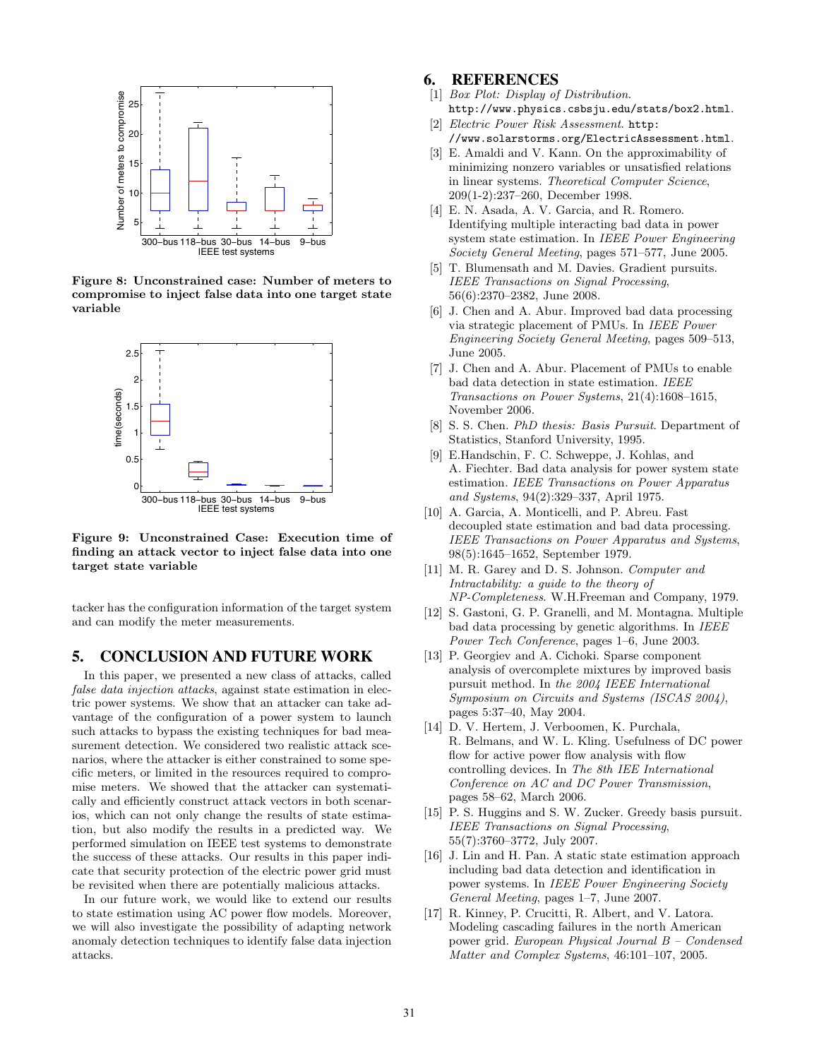Figure 8: Unconstrained case: Number of meters to compromise to inject false data into one target state variable

Figure 9: Unconstrained Case: Execution time of finding an attack vector to inject false data into one target state variable

tacker has the configuration information of the target system and can modify the meter measurements.

## 5. CONCLUSION AND FUTURE WORK

In this paper, we presented a new class of attacks, called *false data injection attacks*, against state estimation in electric power systems. We show that an attacker can take advantage of the configuration of a power system to launch such attacks to bypass the existing techniques for bad measurement detection. We considered two realistic attack scenarios, where the attacker is either constrained to some specific meters, or limited in the resources required to compromise meters. We showed that the attacker can systematically and efficiently construct attack vectors in both scenarios, which can not only change the results of state estimation, but also modify the results in a predicted way. We performed simulation on IEEE test systems to demonstrate the success of these attacks. Our results in this paper indicate that security protection of the electric power grid must be revisited when there are potentially malicious attacks.

In our future work, we would like to extend our results to state estimation using AC power flow models. Moreover, we will also investigate the possibility of adapting network anomaly detection techniques to identify false data injection attacks.

## 6. REFERENCES

[1] *Box Plot: Display of Distribution.* http://www.physics.csbsju.edu/stats/box2.html.

[2] *Electric Power Risk Assessment.* http://www.solarstorms.org/ElectricAssessment.html.

[3] E. Amaldi and V. Kann. On the approximability of minimizing nonzero variables or unsatisfied relations in linear systems. *Theoretical Computer Science*, 209(1-2):237–260, December 1998.

[4] E. N. Asada, A. V. Garcia, and R. Romero. Identifying multiple interacting bad data in power system state estimation. In *IEEE Power Engineering Society General Meeting*, pages 571–577, June 2005.

[5] T. Blumensath and M. Davies. Gradient pursuits. *IEEE Transactions on Signal Processing*, 56(6):2370–2382, June 2008.

[6] J. Chen and A. Abur. Improved bad data processing via strategic placement of PMUs. In *IEEE Power Engineering Society General Meeting*, pages 509–513, June 2005.

[7] J. Chen and A. Abur. Placement of PMUs to enable bad data detection in state estimation. *IEEE Transactions on Power Systems*, 21(4):1608–1615, November 2006.

[8] S. S. Chen. *PhD thesis: Basis Pursuit*. Department of Statistics, Stanford University, 1995.

[9] E.Handschin, F. C. Schweppe, J. Kohlas, and A. Fiechter. Bad data analysis for power system state estimation. *IEEE Transactions on Power Apparatus and Systems*, 94(2):329–337, April 1975.

[10] A. Garcia, A. Monticelli, and P. Abreu. Fast decoupled state estimation and bad data processing. *IEEE Transactions on Power Apparatus and Systems*, 98(5):1645–1652, September 1979.

[11] M. R. Garey and D. S. Johnson. *Computer and Intractability: a guide to the theory of NP-Completeness*. W.H.Freeman and Company, 1979.

[12] S. Gastoni, G. P. Granelli, and M. Montagna. Multiple bad data processing by genetic algorithms. In *IEEE Power Tech Conference*, pages 1–6, June 2003.

[13] P. Georgiev and A. Cichoki. Sparse component analysis of overcomplete mixtures by improved basis pursuit method. In *the 2004 IEEE International Symposium on Circuits and Systems (ISCAS 2004)*, pages 5:37–40, May 2004.

[14] D. V. Hertem, J. Verboomen, K. Purchala, R. Belmans, and W. L. Kling. Usefulness of DC power flow for active power flow analysis with flow controlling devices. In *The 8th IEE International Conference on AC and DC Power Transmission*, pages 58–62, March 2006.

[15] P. S. Huggins and S. W. Zucker. Greedy basis pursuit. *IEEE Transactions on Signal Processing*, 55(7):3760–3772, July 2007.

[16] J. Lin and H. Pan. A static state estimation approach including bad data detection and identification in power systems. In *IEEE Power Engineering Society General Meeting*, pages 1–7, June 2007.

[17] R. Kinney, P. Crucitti, R. Albert, and V. Latora. Modeling cascading failures in the north American power grid. *European Physical Journal B – Condensed Matter and Complex Systems*, 46:101–107, 2005.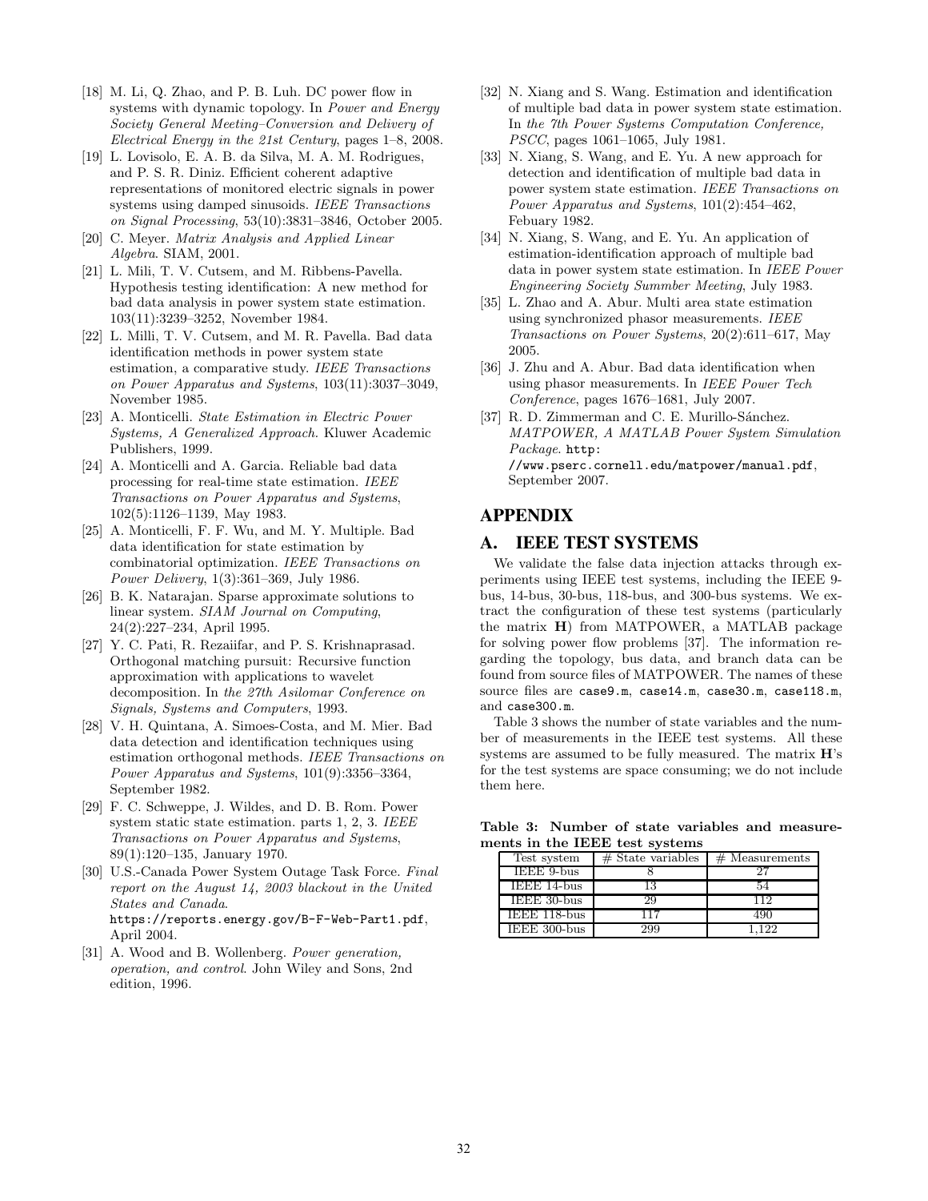[18] M. Li, Q. Zhao, and P. B. Luh. DC power flow in systems with dynamic topology. In *Power and Energy Society General Meeting–Conversion and Delivery of Electrical Energy in the 21st Century*, pages 1–8, 2008.

[19] L. Lovisolo, E. A. B. da Silva, M. A. M. Rodrigues, and P. S. R. Diniz. Efficient coherent adaptive representations of monitored electric signals in power systems using damped sinusoids. *IEEE Transactions on Signal Processing*, 53(10):3831–3846, October 2005.

[20] C. Meyer. *Matrix Analysis and Applied Linear Algebra*. SIAM, 2001.

[21] L. Mili, T. V. Cutsem, and M. Ribbens-Pavella. Hypothesis testing identification: A new method for bad data analysis in power system state estimation. 103(11):3239–3252, November 1984.

[22] L. Milli, T. V. Cutsem, and M. R. Pavella. Bad data identification methods in power system state estimation, a comparative study. *IEEE Transactions on Power Apparatus and Systems*, 103(11):3037–3049, November 1985.

[23] A. Monticelli. *State Estimation in Electric Power Systems, A Generalized Approach*. Kluwer Academic Publishers, 1999.

[24] A. Monticelli and A. Garcia. Reliable bad data processing for real-time state estimation. *IEEE Transactions on Power Apparatus and Systems*, 102(5):1126–1139, May 1983.

[25] A. Monticelli, F. F. Wu, and M. Y. Multiple. Bad data identification for state estimation by combinatorial optimization. *IEEE Transactions on Power Delivery*, 1(3):361–369, July 1986.

[26] B. K. Natarajan. Sparse approximate solutions to linear system. *SIAM Journal on Computing*, 24(2):227–234, April 1995.

[27] Y. C. Pati, R. Rezaiifar, and P. S. Krishnaprasad. Orthogonal matching pursuit: Recursive function approximation with applications to wavelet decomposition. In *the 27th Asilomar Conference on Signals, Systems and Computers*, 1993.

[28] V. H. Quintana, A. Simoes-Costa, and M. Mier. Bad data detection and identification techniques using estimation orthogonal methods. *IEEE Transactions on Power Apparatus and Systems*, 101(9):3356–3364, September 1982.

[29] F. C. Schweppe, J. Wildes, and D. B. Rom. Power system static state estimation. parts 1, 2, 3. *IEEE Transactions on Power Apparatus and Systems*, 89(1):120–135, January 1970.

[30] U.S.-Canada Power System Outage Task Force. *Final report on the August 14, 2003 blackout in the United States and Canada*. https://reports.energy.gov/B-F-Web-Part1.pdf, April 2004.

[31] A. Wood and B. Wollenberg. *Power generation, operation, and control*. John Wiley and Sons, 2nd edition, 1996.

[32] N. Xiang and S. Wang. Estimation and identification of multiple bad data in power system state estimation. In *the 7th Power Systems Computation Conference, PSCC*, pages 1061–1065, July 1981.

[33] N. Xiang, S. Wang, and E. Yu. A new approach for detection and identification of multiple bad data in power system state estimation. *IEEE Transactions on Power Apparatus and Systems*, 101(2):454–462, Febuary 1982.

[34] N. Xiang, S. Wang, and E. Yu. An application of estimation-identification approach of multiple bad data in power system state estimation. In *IEEE Power Engineering Society Summber Meeting*, July 1983.

[35] L. Zhao and A. Abur. Multi area state estimation using synchronized phasor measurements. *IEEE Transactions on Power Systems*, 20(2):611–617, May 2005.

[36] J. Zhu and A. Abur. Bad data identification when using phasor measurements. In *IEEE Power Tech Conference*, pages 1676–1681, July 2007.

[37] R. D. Zimmerman and C. E. Murillo-Sánchez. *MATPOWER, A MATLAB Power System Simulation Package*. http://www.pserc.cornell.edu/matpower/manual.pdf, September 2007.

## APPENDIX

## A. IEEE TEST SYSTEMS

We validate the false data injection attacks through experiments using IEEE test systems, including the IEEE 9-bus, 14-bus, 30-bus, 118-bus, and 300-bus systems. We extract the configuration of these test systems (particularly the matrix $\mathbf{H}$) from MATPOWER, a MATLAB package for solving power flow problems [37]. The information regarding the topology, bus data, and branch data can be found from source files of MATPOWER. The names of these source files are `case9.m`, `case14.m`, `case30.m`, `case118.m`, and `case300.m`.

Table 3 shows the number of state variables and the number of measurements in the IEEE test systems. All these systems are assumed to be fully measured. The matrix $\mathbf{H}$'s for the test systems are space consuming; we do not include them here.

**Table 3: Number of state variables and measurements in the IEEE test systems**

| Test system | # State variables | # Measurements |
|---|---|---|
| IEEE 9-bus | 8 | 27 |
| IEEE 14-bus | 13 | 54 |
| IEEE 30-bus | 29 | 112 |
| IEEE 118-bus | 117 | 490 |
| IEEE 300-bus | 299 | 1,122 |